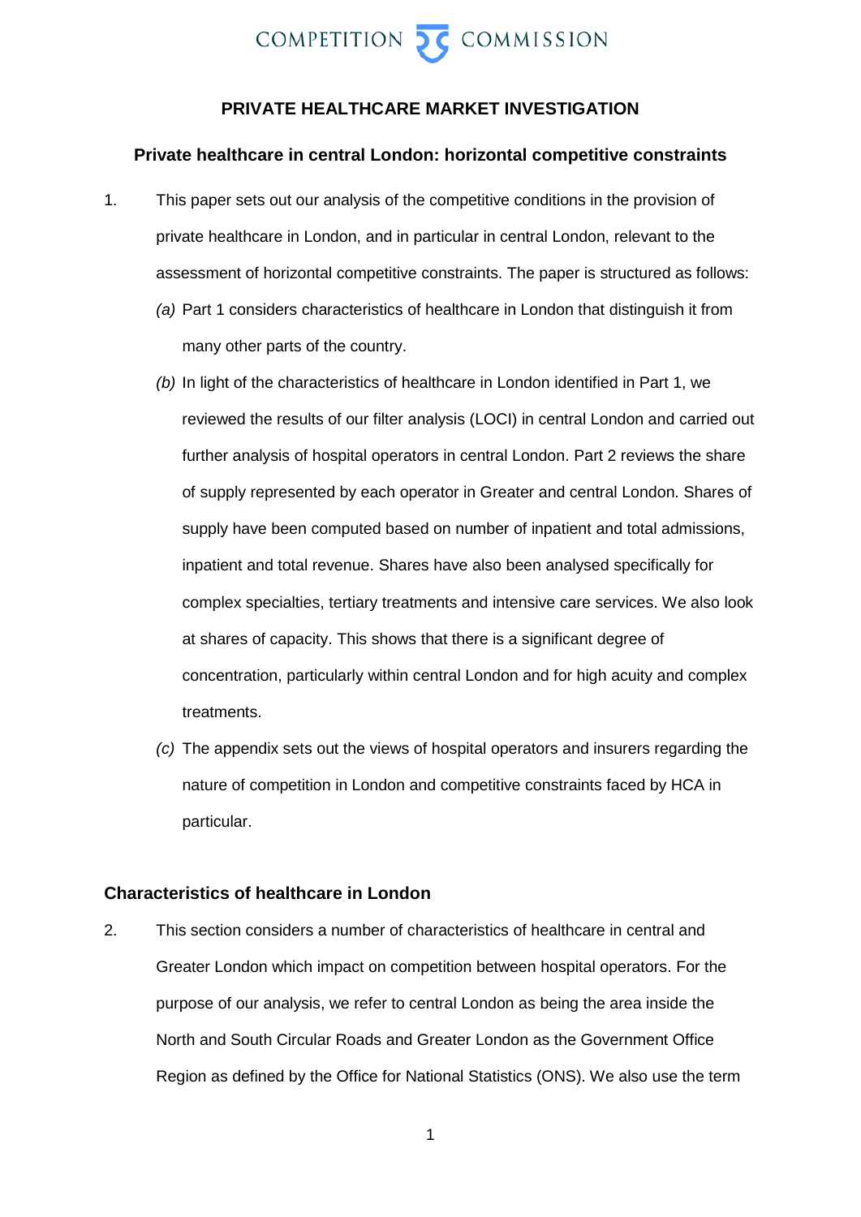COMPETITION COMMISSION

# PRIVATE HEALTHCARE MARKET INVESTIGATION

## Private healthcare in central London: horizontal competitive constraints

1. This paper sets out our analysis of the competitive conditions in the provision of private healthcare in London, and in particular in central London, relevant to the assessment of horizontal competitive constraints. The paper is structured as follows:

   *(a)* Part 1 considers characteristics of healthcare in London that distinguish it from many other parts of the country.

   *(b)* In light of the characteristics of healthcare in London identified in Part 1, we reviewed the results of our filter analysis (LOCI) in central London and carried out further analysis of hospital operators in central London. Part 2 reviews the share of supply represented by each operator in Greater and central London. Shares of supply have been computed based on number of inpatient and total admissions, inpatient and total revenue. Shares have also been analysed specifically for complex specialties, tertiary treatments and intensive care services. We also look at shares of capacity. This shows that there is a significant degree of concentration, particularly within central London and for high acuity and complex treatments.

   *(c)* The appendix sets out the views of hospital operators and insurers regarding the nature of competition in London and competitive constraints faced by HCA in particular.

### Characteristics of healthcare in London

2. This section considers a number of characteristics of healthcare in central and Greater London which impact on competition between hospital operators. For the purpose of our analysis, we refer to central London as being the area inside the North and South Circular Roads and Greater London as the Government Office Region as defined by the Office for National Statistics (ONS). We also use the term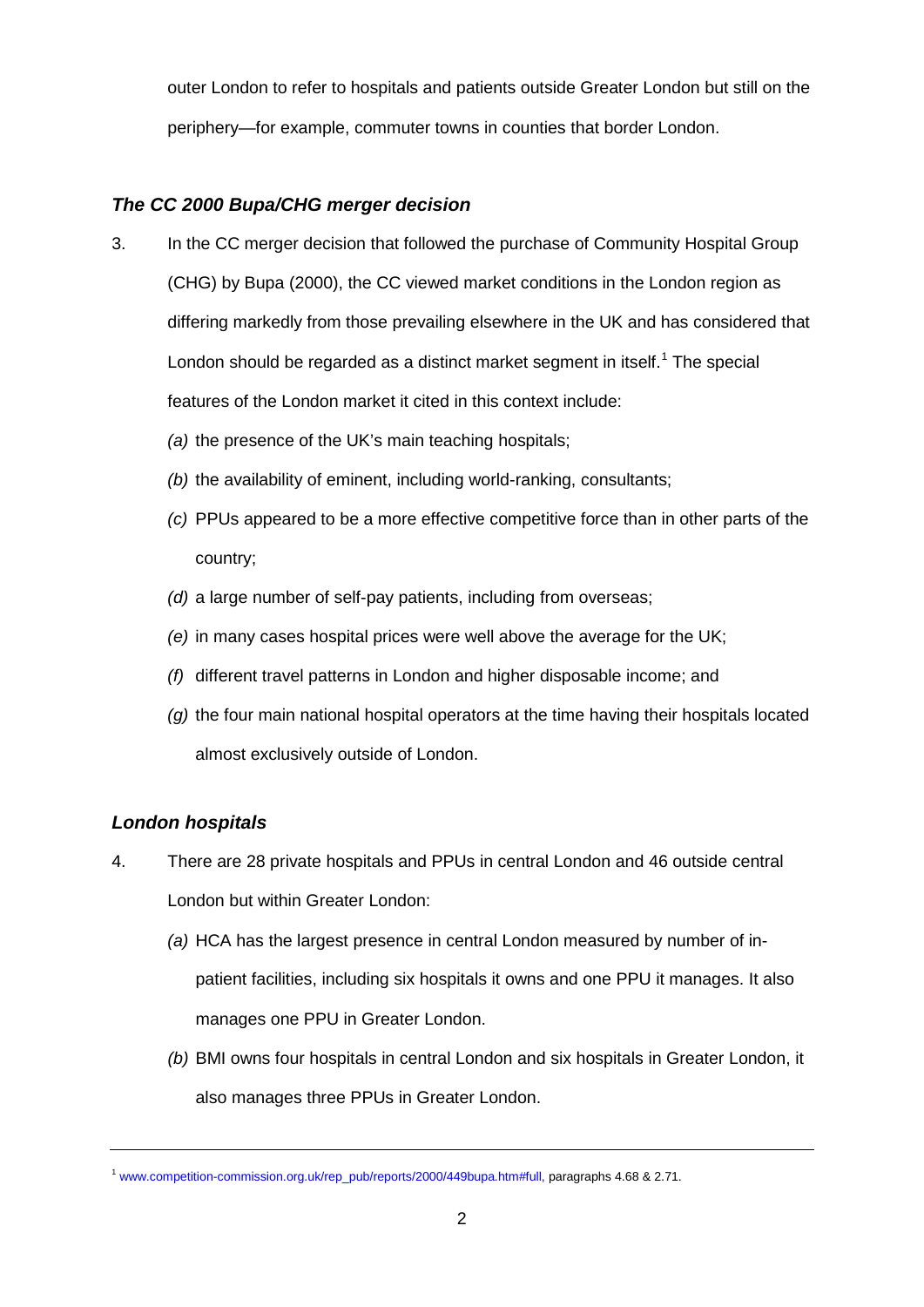outer London to refer to hospitals and patients outside Greater London but still on the periphery—for example, commuter towns in counties that border London.

### *The CC 2000 Bupa/CHG merger decision*

3. In the CC merger decision that followed the purchase of Community Hospital Group (CHG) by Bupa (2000), the CC viewed market conditions in the London region as differing markedly from those prevailing elsewhere in the UK and has considered that London should be regarded as a distinct market segment in itself.[1] The special features of the London market it cited in this context include:

   *(a)* the presence of the UK's main teaching hospitals;

   *(b)* the availability of eminent, including world-ranking, consultants;

   *(c)* PPUs appeared to be a more effective competitive force than in other parts of the country;

   *(d)* a large number of self-pay patients, including from overseas;

   *(e)* in many cases hospital prices were well above the average for the UK;

   *(f)* different travel patterns in London and higher disposable income; and

   *(g)* the four main national hospital operators at the time having their hospitals located almost exclusively outside of London.

### *London hospitals*

4. There are 28 private hospitals and PPUs in central London and 46 outside central London but within Greater London:

   *(a)* HCA has the largest presence in central London measured by number of in-patient facilities, including six hospitals it owns and one PPU it manages. It also manages one PPU in Greater London.

   *(b)* BMI owns four hospitals in central London and six hospitals in Greater London, it also manages three PPUs in Greater London.

---

[1] www.competition-commission.org.uk/rep_pub/reports/2000/449bupa.htm#full, paragraphs 4.68 & 2.71.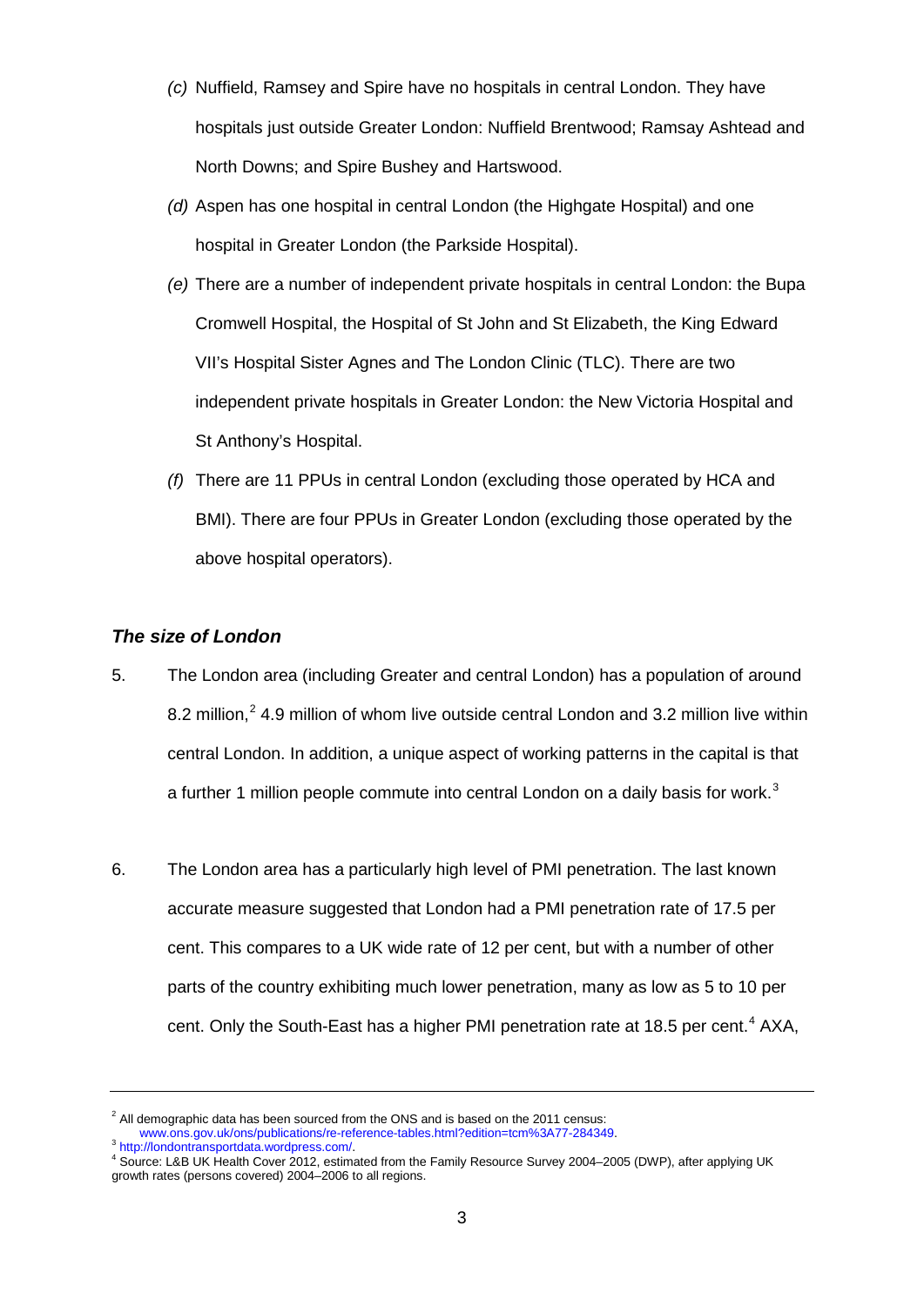(c) Nuffield, Ramsey and Spire have no hospitals in central London. They have hospitals just outside Greater London: Nuffield Brentwood; Ramsay Ashtead and North Downs; and Spire Bushey and Hartswood.

(d) Aspen has one hospital in central London (the Highgate Hospital) and one hospital in Greater London (the Parkside Hospital).

(e) There are a number of independent private hospitals in central London: the Bupa Cromwell Hospital, the Hospital of St John and St Elizabeth, the King Edward VII's Hospital Sister Agnes and The London Clinic (TLC). There are two independent private hospitals in Greater London: the New Victoria Hospital and St Anthony's Hospital.

(f) There are 11 PPUs in central London (excluding those operated by HCA and BMI). There are four PPUs in Greater London (excluding those operated by the above hospital operators).

### *The size of London*

5. The London area (including Greater and central London) has a population of around 8.2 million,[2] 4.9 million of whom live outside central London and 3.2 million live within central London. In addition, a unique aspect of working patterns in the capital is that a further 1 million people commute into central London on a daily basis for work.[3]

6. The London area has a particularly high level of PMI penetration. The last known accurate measure suggested that London had a PMI penetration rate of 17.5 per cent. This compares to a UK wide rate of 12 per cent, but with a number of other parts of the country exhibiting much lower penetration, many as low as 5 to 10 per cent. Only the South-East has a higher PMI penetration rate at 18.5 per cent.[4] AXA,

---

[2] All demographic data has been sourced from the ONS and is based on the 2011 census: www.ons.gov.uk/ons/publications/re-reference-tables.html?edition=tcm%3A77-284349.

[3] http://londontransportdata.wordpress.com/.

[4] Source: L&B UK Health Cover 2012, estimated from the Family Resource Survey 2004–2005 (DWP), after applying UK growth rates (persons covered) 2004–2006 to all regions.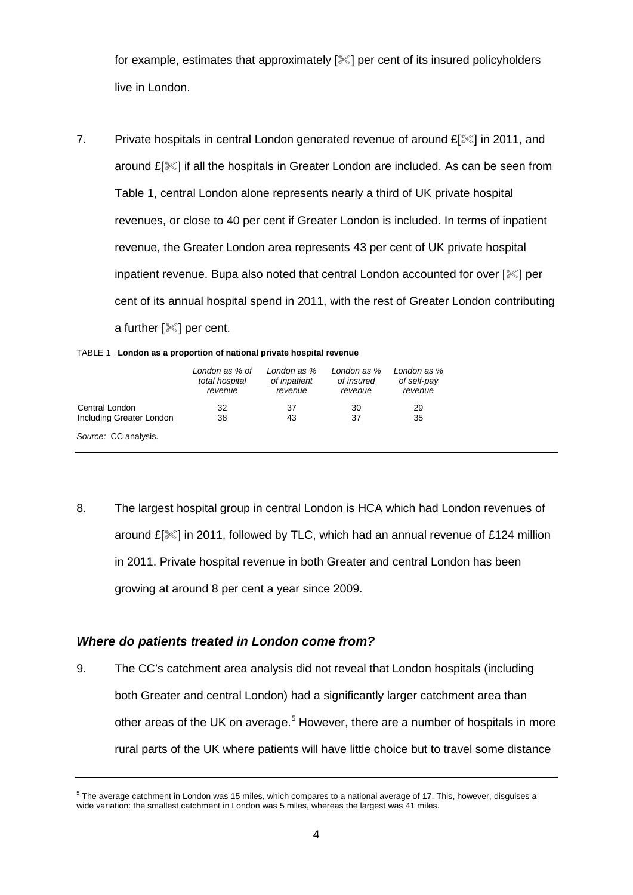for example, estimates that approximately [✂] per cent of its insured policyholders live in London.

7. Private hospitals in central London generated revenue of around £[✂] in 2011, and around £[✂] if all the hospitals in Greater London are included. As can be seen from Table 1, central London alone represents nearly a third of UK private hospital revenues, or close to 40 per cent if Greater London is included. In terms of inpatient revenue, the Greater London area represents 43 per cent of UK private hospital inpatient revenue. Bupa also noted that central London accounted for over [✂] per cent of its annual hospital spend in 2011, with the rest of Greater London contributing a further [✂] per cent.

TABLE 1 **London as a proportion of national private hospital revenue**

| | *London as % of total hospital revenue* | *London as % of inpatient revenue* | *London as % of insured revenue* | *London as % of self-pay revenue* |
|---|---|---|---|---|
| Central London | 32 | 37 | 30 | 29 |
| Including Greater London | 38 | 43 | 37 | 35 |

*Source:* CC analysis.

8. The largest hospital group in central London is HCA which had London revenues of around £[✂] in 2011, followed by TLC, which had an annual revenue of £124 million in 2011. Private hospital revenue in both Greater and central London has been growing at around 8 per cent a year since 2009.

### *Where do patients treated in London come from?*

9. The CC's catchment area analysis did not reveal that London hospitals (including both Greater and central London) had a significantly larger catchment area than other areas of the UK on average.[5] However, there are a number of hospitals in more rural parts of the UK where patients will have little choice but to travel some distance

[5] The average catchment in London was 15 miles, which compares to a national average of 17. This, however, disguises a wide variation: the smallest catchment in London was 5 miles, whereas the largest was 41 miles.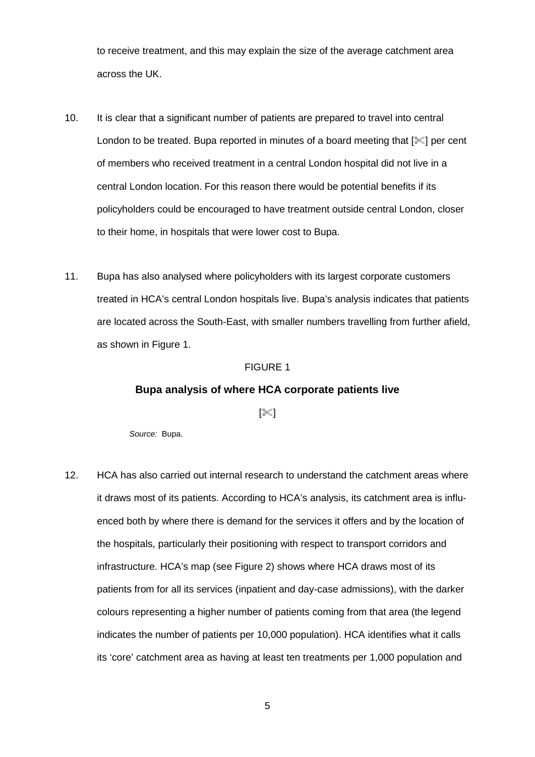to receive treatment, and this may explain the size of the average catchment area across the UK.

10. It is clear that a significant number of patients are prepared to travel into central London to be treated. Bupa reported in minutes of a board meeting that [✄] per cent of members who received treatment in a central London hospital did not live in a central London location. For this reason there would be potential benefits if its policyholders could be encouraged to have treatment outside central London, closer to their home, in hospitals that were lower cost to Bupa.

11. Bupa has also analysed where policyholders with its largest corporate customers treated in HCA's central London hospitals live. Bupa's analysis indicates that patients are located across the South-East, with smaller numbers travelling from further afield, as shown in Figure 1.

FIGURE 1

**Bupa analysis of where HCA corporate patients live**

[✄]

*Source:* Bupa.

12. HCA has also carried out internal research to understand the catchment areas where it draws most of its patients. According to HCA's analysis, its catchment area is influenced both by where there is demand for the services it offers and by the location of the hospitals, particularly their positioning with respect to transport corridors and infrastructure. HCA's map (see Figure 2) shows where HCA draws most of its patients from for all its services (inpatient and day-case admissions), with the darker colours representing a higher number of patients coming from that area (the legend indicates the number of patients per 10,000 population). HCA identifies what it calls its 'core' catchment area as having at least ten treatments per 1,000 population and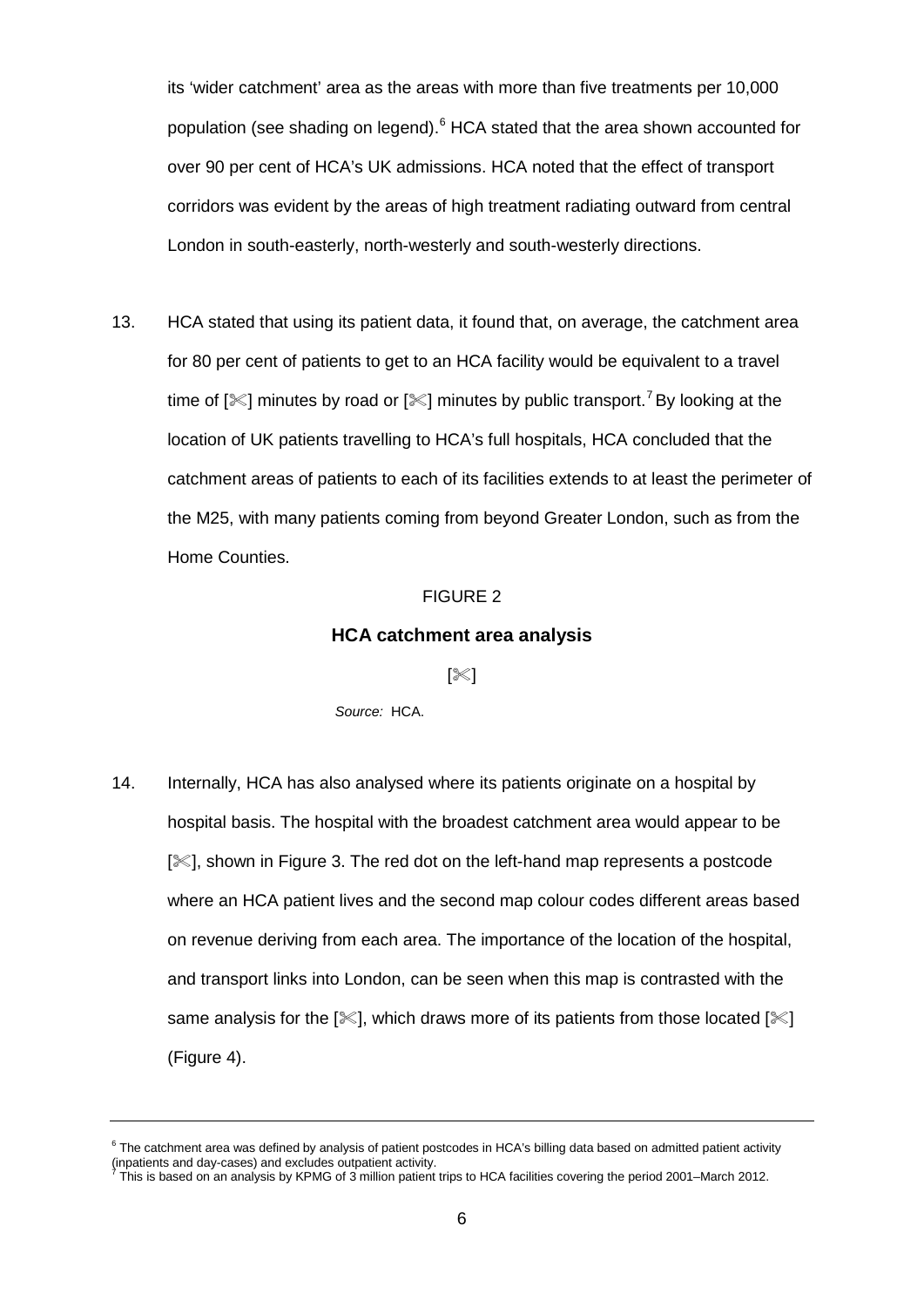its 'wider catchment' area as the areas with more than five treatments per 10,000 population (see shading on legend).[6] HCA stated that the area shown accounted for over 90 per cent of HCA's UK admissions. HCA noted that the effect of transport corridors was evident by the areas of high treatment radiating outward from central London in south-easterly, north-westerly and south-westerly directions.

13. HCA stated that using its patient data, it found that, on average, the catchment area for 80 per cent of patients to get to an HCA facility would be equivalent to a travel time of [✂] minutes by road or [✂] minutes by public transport.[7] By looking at the location of UK patients travelling to HCA's full hospitals, HCA concluded that the catchment areas of patients to each of its facilities extends to at least the perimeter of the M25, with many patients coming from beyond Greater London, such as from the Home Counties.

FIGURE 2

**HCA catchment area analysis**

[✂]

*Source:* HCA.

14. Internally, HCA has also analysed where its patients originate on a hospital by hospital basis. The hospital with the broadest catchment area would appear to be [✂], shown in Figure 3. The red dot on the left-hand map represents a postcode where an HCA patient lives and the second map colour codes different areas based on revenue deriving from each area. The importance of the location of the hospital, and transport links into London, can be seen when this map is contrasted with the same analysis for the [✂], which draws more of its patients from those located [✂] (Figure 4).

---

[6] The catchment area was defined by analysis of patient postcodes in HCA's billing data based on admitted patient activity (inpatients and day-cases) and excludes outpatient activity.

[7] This is based on an analysis by KPMG of 3 million patient trips to HCA facilities covering the period 2001–March 2012.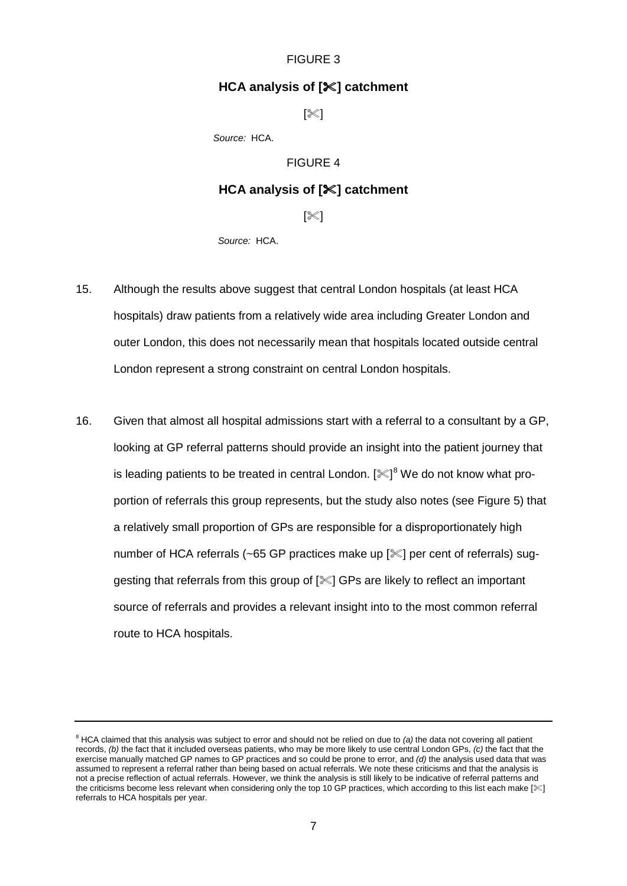FIGURE 3

**HCA analysis of [✂] catchment**

[✂]

*Source:* HCA.

FIGURE 4

**HCA analysis of [✂] catchment**

[✂]

*Source:* HCA.

15. Although the results above suggest that central London hospitals (at least HCA hospitals) draw patients from a relatively wide area including Greater London and outer London, this does not necessarily mean that hospitals located outside central London represent a strong constraint on central London hospitals.

16. Given that almost all hospital admissions start with a referral to a consultant by a GP, looking at GP referral patterns should provide an insight into the patient journey that is leading patients to be treated in central London. [✂][8] We do not know what proportion of referrals this group represents, but the study also notes (see Figure 5) that a relatively small proportion of GPs are responsible for a disproportionately high number of HCA referrals (~65 GP practices make up [✂] per cent of referrals) suggesting that referrals from this group of [✂] GPs are likely to reflect an important source of referrals and provides a relevant insight into to the most common referral route to HCA hospitals.

---

[8] HCA claimed that this analysis was subject to error and should not be relied on due to *(a)* the data not covering all patient records, *(b)* the fact that it included overseas patients, who may be more likely to use central London GPs, *(c)* the fact that the exercise manually matched GP names to GP practices and so could be prone to error, and *(d)* the analysis used data that was assumed to represent a referral rather than being based on actual referrals. We note these criticisms and that the analysis is not a precise reflection of actual referrals. However, we think the analysis is still likely to be indicative of referral patterns and the criticisms become less relevant when considering only the top 10 GP practices, which according to this list each make [✂] referrals to HCA hospitals per year.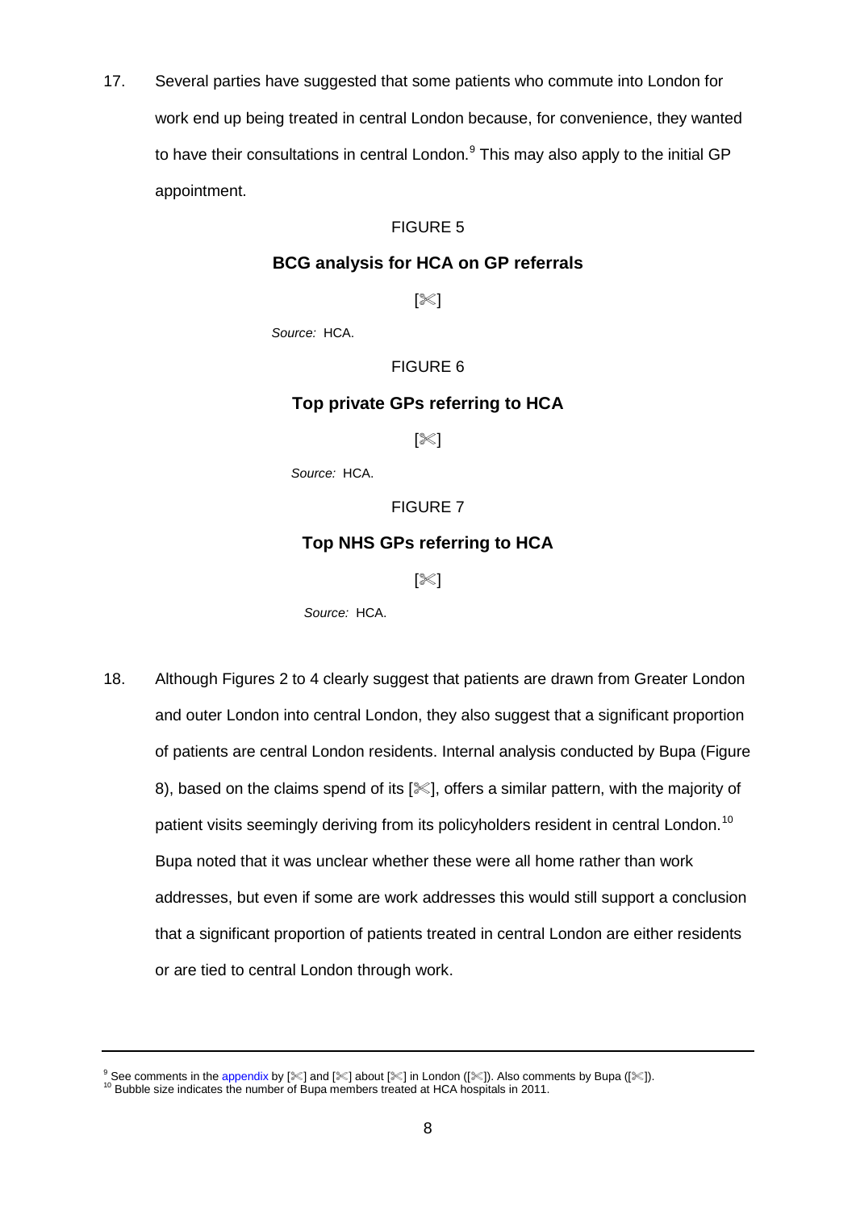17. Several parties have suggested that some patients who commute into London for work end up being treated in central London because, for convenience, they wanted to have their consultations in central London.[9] This may also apply to the initial GP appointment.

FIGURE 5

**BCG analysis for HCA on GP referrals**

[✂]

*Source:* HCA.

FIGURE 6

**Top private GPs referring to HCA**

[✂]

*Source:* HCA.

FIGURE 7

**Top NHS GPs referring to HCA**

[✂]

*Source:* HCA.

18. Although Figures 2 to 4 clearly suggest that patients are drawn from Greater London and outer London into central London, they also suggest that a significant proportion of patients are central London residents. Internal analysis conducted by Bupa (Figure 8), based on the claims spend of its [✂], offers a similar pattern, with the majority of patient visits seemingly deriving from its policyholders resident in central London.[10] Bupa noted that it was unclear whether these were all home rather than work addresses, but even if some are work addresses this would still support a conclusion that a significant proportion of patients treated in central London are either residents or are tied to central London through work.

---

[9] See comments in the appendix by [✂] and [✂] about [✂] in London ([✂]). Also comments by Bupa ([✂]).

[10] Bubble size indicates the number of Bupa members treated at HCA hospitals in 2011.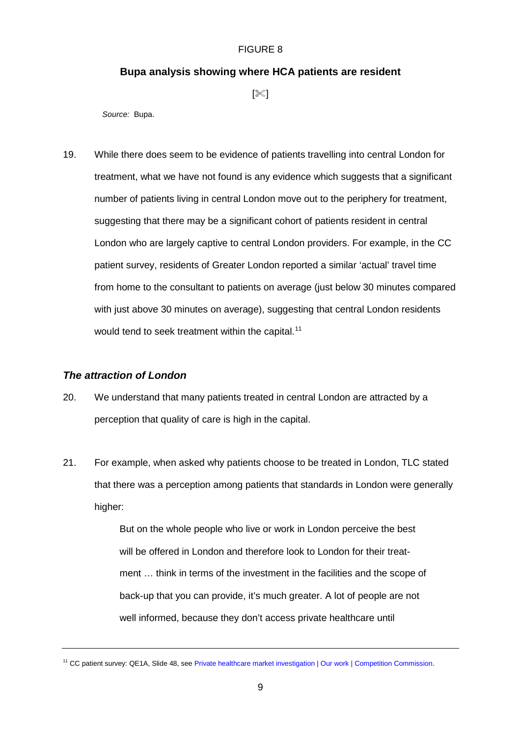FIGURE 8

**Bupa analysis showing where HCA patients are resident**

[✄]

*Source:* Bupa.

19. While there does seem to be evidence of patients travelling into central London for treatment, what we have not found is any evidence which suggests that a significant number of patients living in central London move out to the periphery for treatment, suggesting that there may be a significant cohort of patients resident in central London who are largely captive to central London providers. For example, in the CC patient survey, residents of Greater London reported a similar 'actual' travel time from home to the consultant to patients on average (just below 30 minutes compared with just above 30 minutes on average), suggesting that central London residents would tend to seek treatment within the capital.[11]

### *The attraction of London*

20. We understand that many patients treated in central London are attracted by a perception that quality of care is high in the capital.

21. For example, when asked why patients choose to be treated in London, TLC stated that there was a perception among patients that standards in London were generally higher:

> But on the whole people who live or work in London perceive the best will be offered in London and therefore look to London for their treatment … think in terms of the investment in the facilities and the scope of back-up that you can provide, it's much greater. A lot of people are not well informed, because they don't access private healthcare until

[11] CC patient survey: QE1A, Slide 48, see Private healthcare market investigation | Our work | Competition Commission.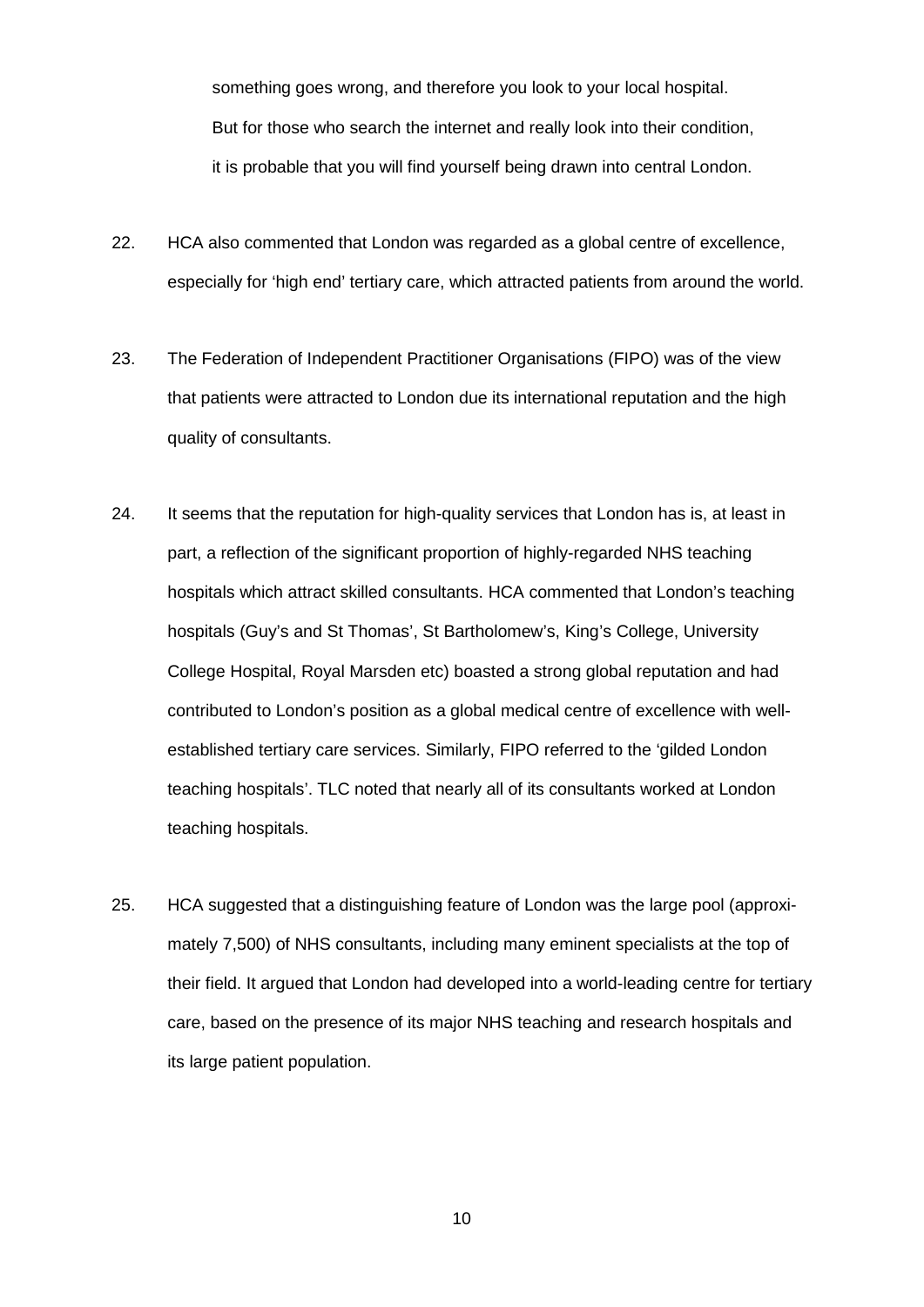> something goes wrong, and therefore you look to your local hospital. But for those who search the internet and really look into their condition, it is probable that you will find yourself being drawn into central London.

22. HCA also commented that London was regarded as a global centre of excellence, especially for 'high end' tertiary care, which attracted patients from around the world.

23. The Federation of Independent Practitioner Organisations (FIPO) was of the view that patients were attracted to London due its international reputation and the high quality of consultants.

24. It seems that the reputation for high-quality services that London has is, at least in part, a reflection of the significant proportion of highly-regarded NHS teaching hospitals which attract skilled consultants. HCA commented that London's teaching hospitals (Guy's and St Thomas', St Bartholomew's, King's College, University College Hospital, Royal Marsden etc) boasted a strong global reputation and had contributed to London's position as a global medical centre of excellence with well-established tertiary care services. Similarly, FIPO referred to the 'gilded London teaching hospitals'. TLC noted that nearly all of its consultants worked at London teaching hospitals.

25. HCA suggested that a distinguishing feature of London was the large pool (approximately 7,500) of NHS consultants, including many eminent specialists at the top of their field. It argued that London had developed into a world-leading centre for tertiary care, based on the presence of its major NHS teaching and research hospitals and its large patient population.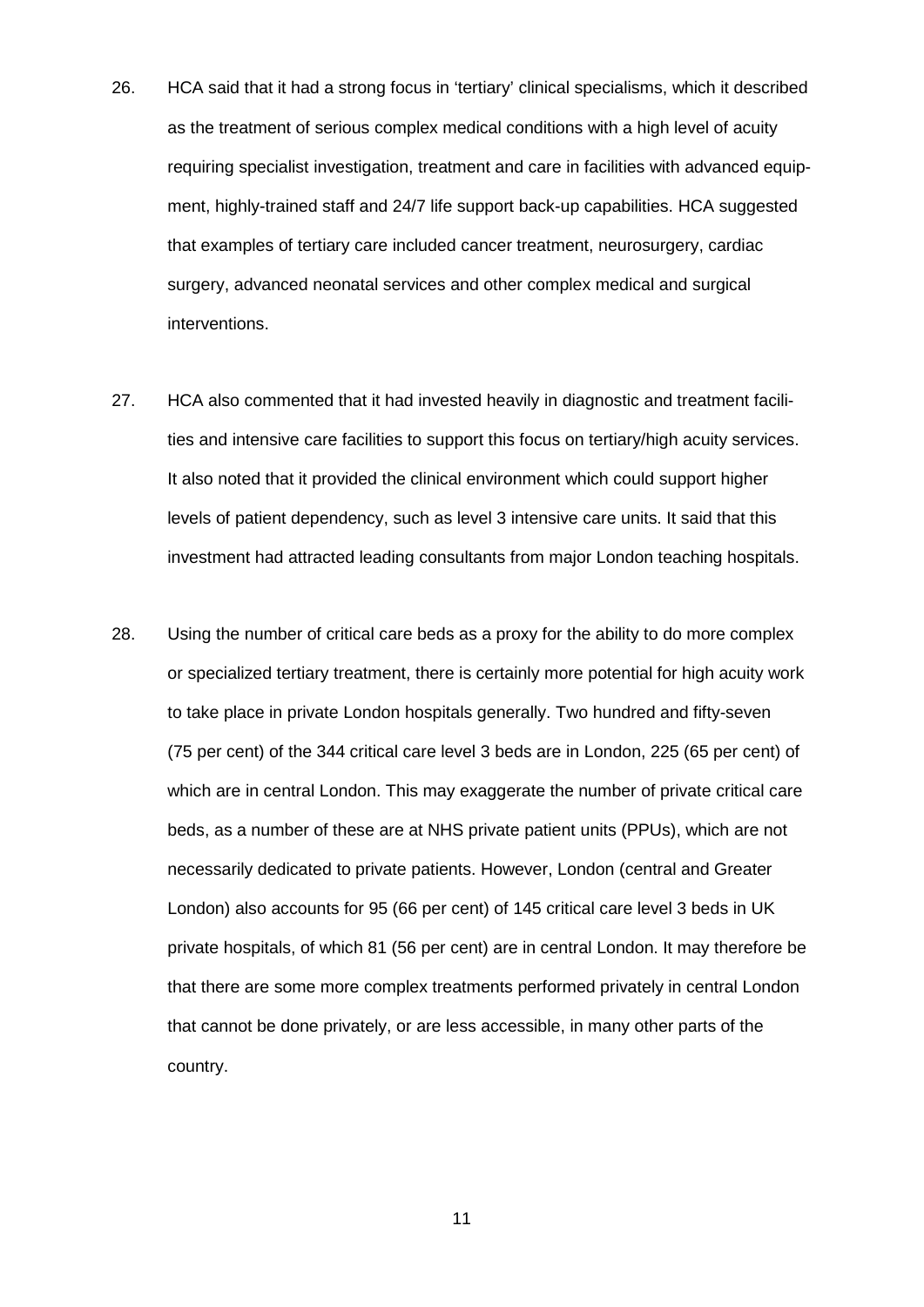26. HCA said that it had a strong focus in 'tertiary' clinical specialisms, which it described as the treatment of serious complex medical conditions with a high level of acuity requiring specialist investigation, treatment and care in facilities with advanced equipment, highly-trained staff and 24/7 life support back-up capabilities. HCA suggested that examples of tertiary care included cancer treatment, neurosurgery, cardiac surgery, advanced neonatal services and other complex medical and surgical interventions.

27. HCA also commented that it had invested heavily in diagnostic and treatment facilities and intensive care facilities to support this focus on tertiary/high acuity services. It also noted that it provided the clinical environment which could support higher levels of patient dependency, such as level 3 intensive care units. It said that this investment had attracted leading consultants from major London teaching hospitals.

28. Using the number of critical care beds as a proxy for the ability to do more complex or specialized tertiary treatment, there is certainly more potential for high acuity work to take place in private London hospitals generally. Two hundred and fifty-seven (75 per cent) of the 344 critical care level 3 beds are in London, 225 (65 per cent) of which are in central London. This may exaggerate the number of private critical care beds, as a number of these are at NHS private patient units (PPUs), which are not necessarily dedicated to private patients. However, London (central and Greater London) also accounts for 95 (66 per cent) of 145 critical care level 3 beds in UK private hospitals, of which 81 (56 per cent) are in central London. It may therefore be that there are some more complex treatments performed privately in central London that cannot be done privately, or are less accessible, in many other parts of the country.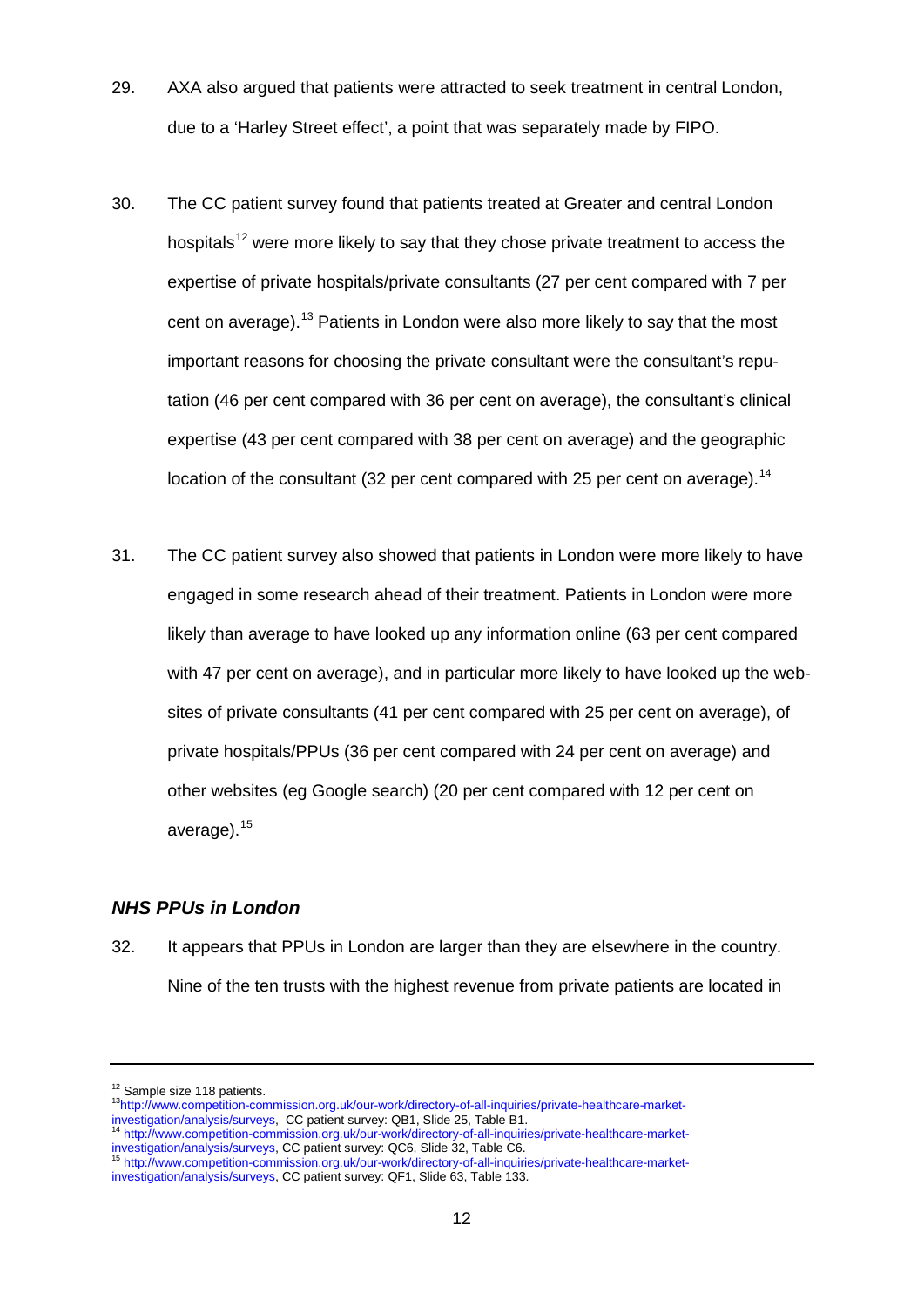29. AXA also argued that patients were attracted to seek treatment in central London, due to a 'Harley Street effect', a point that was separately made by FIPO.

30. The CC patient survey found that patients treated at Greater and central London hospitals[12] were more likely to say that they chose private treatment to access the expertise of private hospitals/private consultants (27 per cent compared with 7 per cent on average).[13] Patients in London were also more likely to say that the most important reasons for choosing the private consultant were the consultant's reputation (46 per cent compared with 36 per cent on average), the consultant's clinical expertise (43 per cent compared with 38 per cent on average) and the geographic location of the consultant (32 per cent compared with 25 per cent on average).[14]

31. The CC patient survey also showed that patients in London were more likely to have engaged in some research ahead of their treatment. Patients in London were more likely than average to have looked up any information online (63 per cent compared with 47 per cent on average), and in particular more likely to have looked up the websites of private consultants (41 per cent compared with 25 per cent on average), of private hospitals/PPUs (36 per cent compared with 24 per cent on average) and other websites (eg Google search) (20 per cent compared with 12 per cent on average).[15]

### *NHS PPUs in London*

32. It appears that PPUs in London are larger than they are elsewhere in the country. Nine of the ten trusts with the highest revenue from private patients are located in

---

[12] Sample size 118 patients.

[13] http://www.competition-commission.org.uk/our-work/directory-of-all-inquiries/private-healthcare-market-investigation/analysis/surveys, CC patient survey: QB1, Slide 25, Table B1.

[14] http://www.competition-commission.org.uk/our-work/directory-of-all-inquiries/private-healthcare-market-investigation/analysis/surveys, CC patient survey: QC6, Slide 32, Table C6.

[15] http://www.competition-commission.org.uk/our-work/directory-of-all-inquiries/private-healthcare-market-investigation/analysis/surveys, CC patient survey: QF1, Slide 63, Table 133.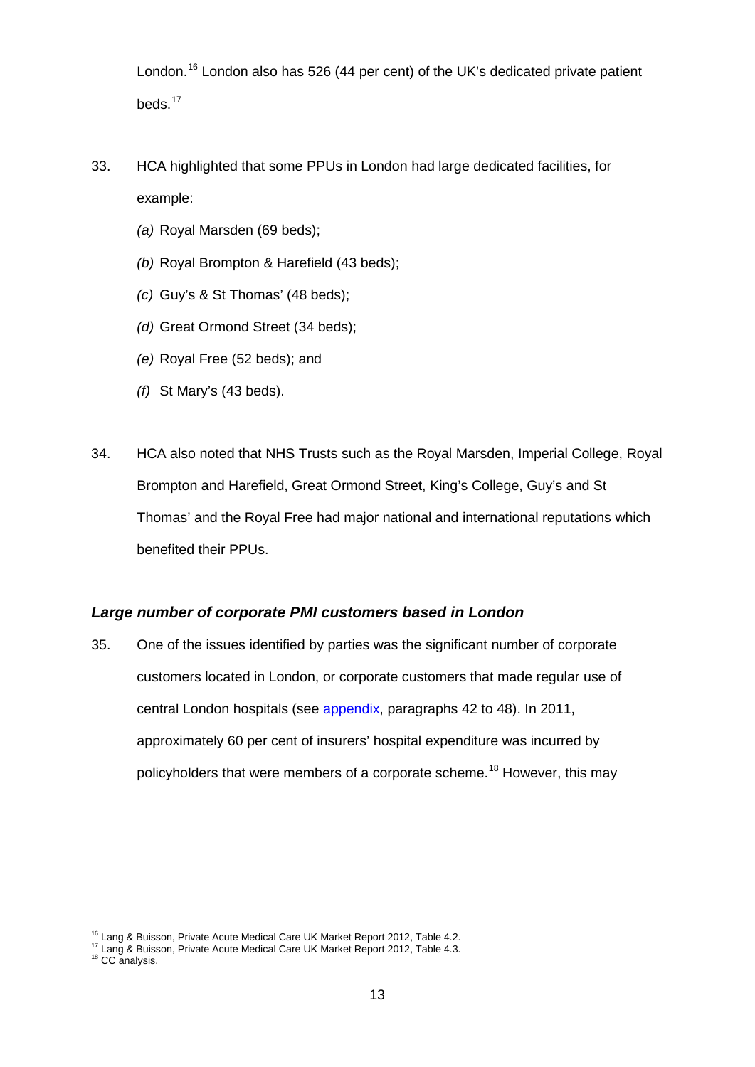London.[16] London also has 526 (44 per cent) of the UK's dedicated private patient beds.[17]

33. HCA highlighted that some PPUs in London had large dedicated facilities, for example:

    *(a)* Royal Marsden (69 beds);

    *(b)* Royal Brompton & Harefield (43 beds);

    *(c)* Guy's & St Thomas' (48 beds);

    *(d)* Great Ormond Street (34 beds);

    *(e)* Royal Free (52 beds); and

    *(f)* St Mary's (43 beds).

34. HCA also noted that NHS Trusts such as the Royal Marsden, Imperial College, Royal Brompton and Harefield, Great Ormond Street, King's College, Guy's and St Thomas' and the Royal Free had major national and international reputations which benefited their PPUs.

### *Large number of corporate PMI customers based in London*

35. One of the issues identified by parties was the significant number of corporate customers located in London, or corporate customers that made regular use of central London hospitals (see appendix, paragraphs 42 to 48). In 2011, approximately 60 per cent of insurers' hospital expenditure was incurred by policyholders that were members of a corporate scheme.[18] However, this may

---

[16] Lang & Buisson, Private Acute Medical Care UK Market Report 2012, Table 4.2.

[17] Lang & Buisson, Private Acute Medical Care UK Market Report 2012, Table 4.3.

[18] CC analysis.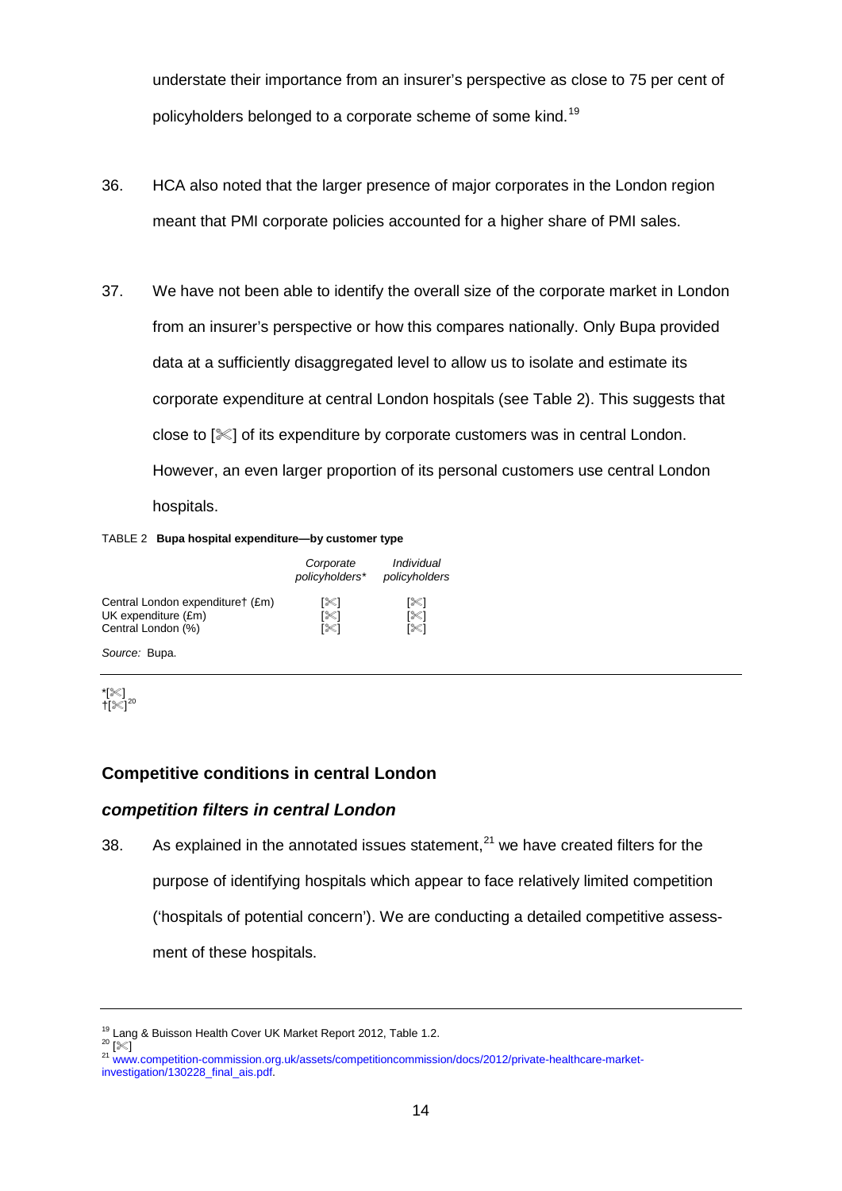understate their importance from an insurer's perspective as close to 75 per cent of policyholders belonged to a corporate scheme of some kind.[19]

36. HCA also noted that the larger presence of major corporates in the London region meant that PMI corporate policies accounted for a higher share of PMI sales.

37. We have not been able to identify the overall size of the corporate market in London from an insurer's perspective or how this compares nationally. Only Bupa provided data at a sufficiently disaggregated level to allow us to isolate and estimate its corporate expenditure at central London hospitals (see Table 2). This suggests that close to [✂] of its expenditure by corporate customers was in central London. However, an even larger proportion of its personal customers use central London hospitals.

TABLE 2 **Bupa hospital expenditure—by customer type**

| | *Corporate policyholders** | *Individual policyholders* |
|---|---|---|
| Central London expenditure† (£m) | [✂] | [✂] |
| UK expenditure (£m) | [✂] | [✂] |
| Central London (%) | [✂] | [✂] |

*Source:* Bupa.

*[✂]
†[✂][20]

## Competitive conditions in central London

### *competition filters in central London*

38. As explained in the annotated issues statement,[21] we have created filters for the purpose of identifying hospitals which appear to face relatively limited competition ('hospitals of potential concern'). We are conducting a detailed competitive assessment of these hospitals.

[19] Lang & Buisson Health Cover UK Market Report 2012, Table 1.2.
[20] [✂]
[21] www.competition-commission.org.uk/assets/competitioncommission/docs/2012/private-healthcare-market-investigation/130228_final_ais.pdf.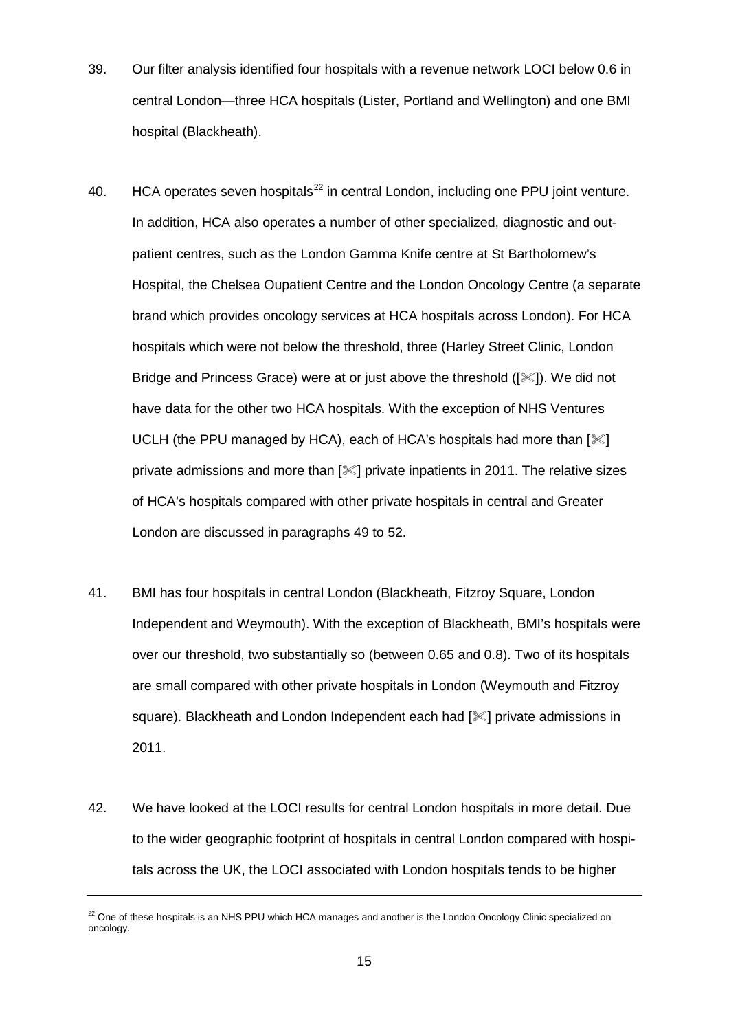39. Our filter analysis identified four hospitals with a revenue network LOCI below 0.6 in central London—three HCA hospitals (Lister, Portland and Wellington) and one BMI hospital (Blackheath).

40. HCA operates seven hospitals[22] in central London, including one PPU joint venture. In addition, HCA also operates a number of other specialized, diagnostic and out-patient centres, such as the London Gamma Knife centre at St Bartholomew's Hospital, the Chelsea Oupatient Centre and the London Oncology Centre (a separate brand which provides oncology services at HCA hospitals across London). For HCA hospitals which were not below the threshold, three (Harley Street Clinic, London Bridge and Princess Grace) were at or just above the threshold ([✂]). We did not have data for the other two HCA hospitals. With the exception of NHS Ventures UCLH (the PPU managed by HCA), each of HCA's hospitals had more than [✂] private admissions and more than [✂] private inpatients in 2011. The relative sizes of HCA's hospitals compared with other private hospitals in central and Greater London are discussed in paragraphs 49 to 52.

41. BMI has four hospitals in central London (Blackheath, Fitzroy Square, London Independent and Weymouth). With the exception of Blackheath, BMI's hospitals were over our threshold, two substantially so (between 0.65 and 0.8). Two of its hospitals are small compared with other private hospitals in London (Weymouth and Fitzroy square). Blackheath and London Independent each had [✂] private admissions in 2011.

42. We have looked at the LOCI results for central London hospitals in more detail. Due to the wider geographic footprint of hospitals in central London compared with hospitals across the UK, the LOCI associated with London hospitals tends to be higher

---

[22] One of these hospitals is an NHS PPU which HCA manages and another is the London Oncology Clinic specialized on oncology.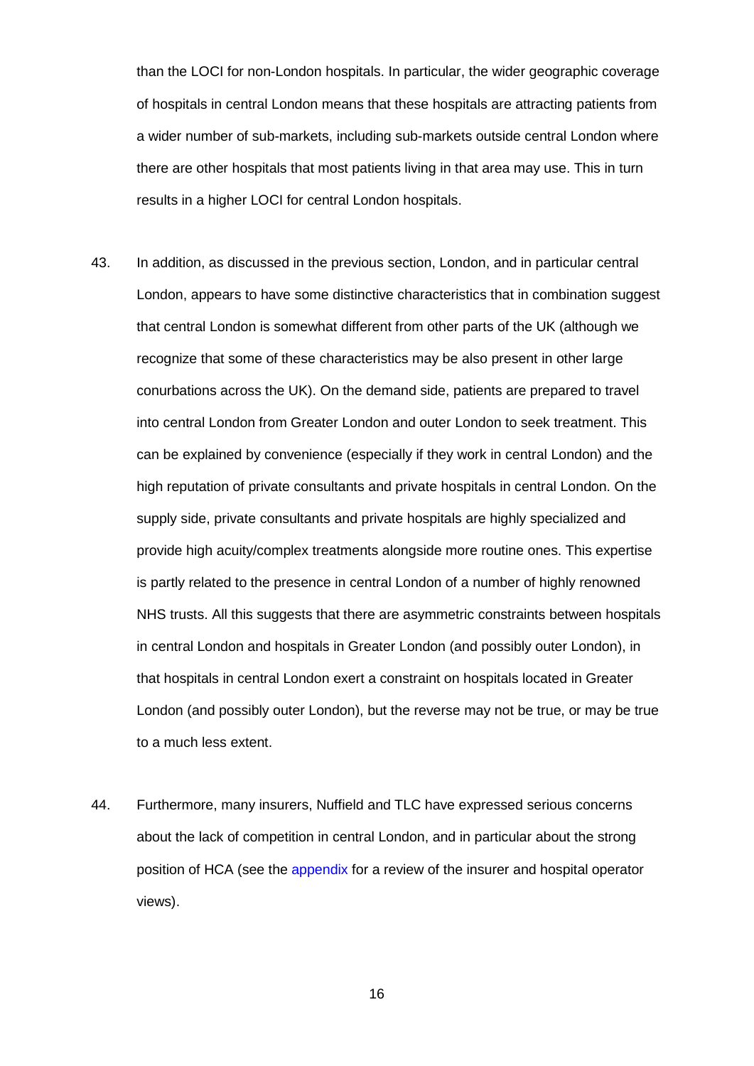than the LOCI for non-London hospitals. In particular, the wider geographic coverage of hospitals in central London means that these hospitals are attracting patients from a wider number of sub-markets, including sub-markets outside central London where there are other hospitals that most patients living in that area may use. This in turn results in a higher LOCI for central London hospitals.

43. In addition, as discussed in the previous section, London, and in particular central London, appears to have some distinctive characteristics that in combination suggest that central London is somewhat different from other parts of the UK (although we recognize that some of these characteristics may be also present in other large conurbations across the UK). On the demand side, patients are prepared to travel into central London from Greater London and outer London to seek treatment. This can be explained by convenience (especially if they work in central London) and the high reputation of private consultants and private hospitals in central London. On the supply side, private consultants and private hospitals are highly specialized and provide high acuity/complex treatments alongside more routine ones. This expertise is partly related to the presence in central London of a number of highly renowned NHS trusts. All this suggests that there are asymmetric constraints between hospitals in central London and hospitals in Greater London (and possibly outer London), in that hospitals in central London exert a constraint on hospitals located in Greater London (and possibly outer London), but the reverse may not be true, or may be true to a much less extent.

44. Furthermore, many insurers, Nuffield and TLC have expressed serious concerns about the lack of competition in central London, and in particular about the strong position of HCA (see the appendix for a review of the insurer and hospital operator views).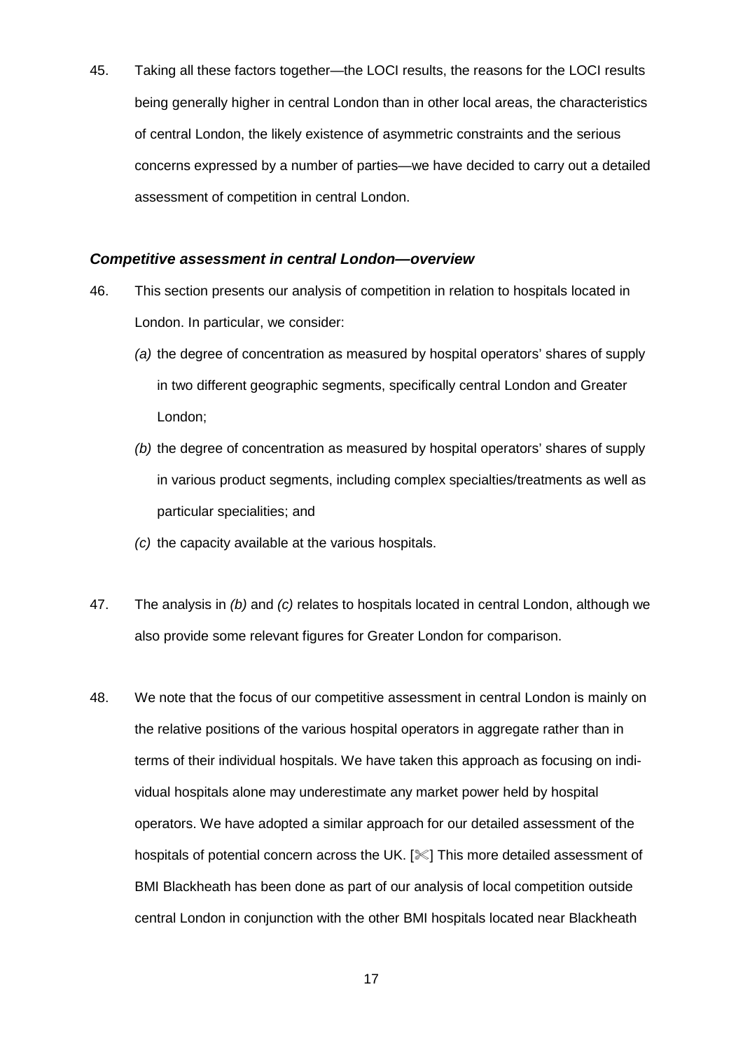45. Taking all these factors together—the LOCI results, the reasons for the LOCI results being generally higher in central London than in other local areas, the characteristics of central London, the likely existence of asymmetric constraints and the serious concerns expressed by a number of parties—we have decided to carry out a detailed assessment of competition in central London.

### *Competitive assessment in central London—overview*

46. This section presents our analysis of competition in relation to hospitals located in London. In particular, we consider:

    *(a)* the degree of concentration as measured by hospital operators' shares of supply in two different geographic segments, specifically central London and Greater London;

    *(b)* the degree of concentration as measured by hospital operators' shares of supply in various product segments, including complex specialties/treatments as well as particular specialities; and

    *(c)* the capacity available at the various hospitals.

47. The analysis in *(b)* and *(c)* relates to hospitals located in central London, although we also provide some relevant figures for Greater London for comparison.

48. We note that the focus of our competitive assessment in central London is mainly on the relative positions of the various hospital operators in aggregate rather than in terms of their individual hospitals. We have taken this approach as focusing on individual hospitals alone may underestimate any market power held by hospital operators. We have adopted a similar approach for our detailed assessment of the hospitals of potential concern across the UK. [✂] This more detailed assessment of BMI Blackheath has been done as part of our analysis of local competition outside central London in conjunction with the other BMI hospitals located near Blackheath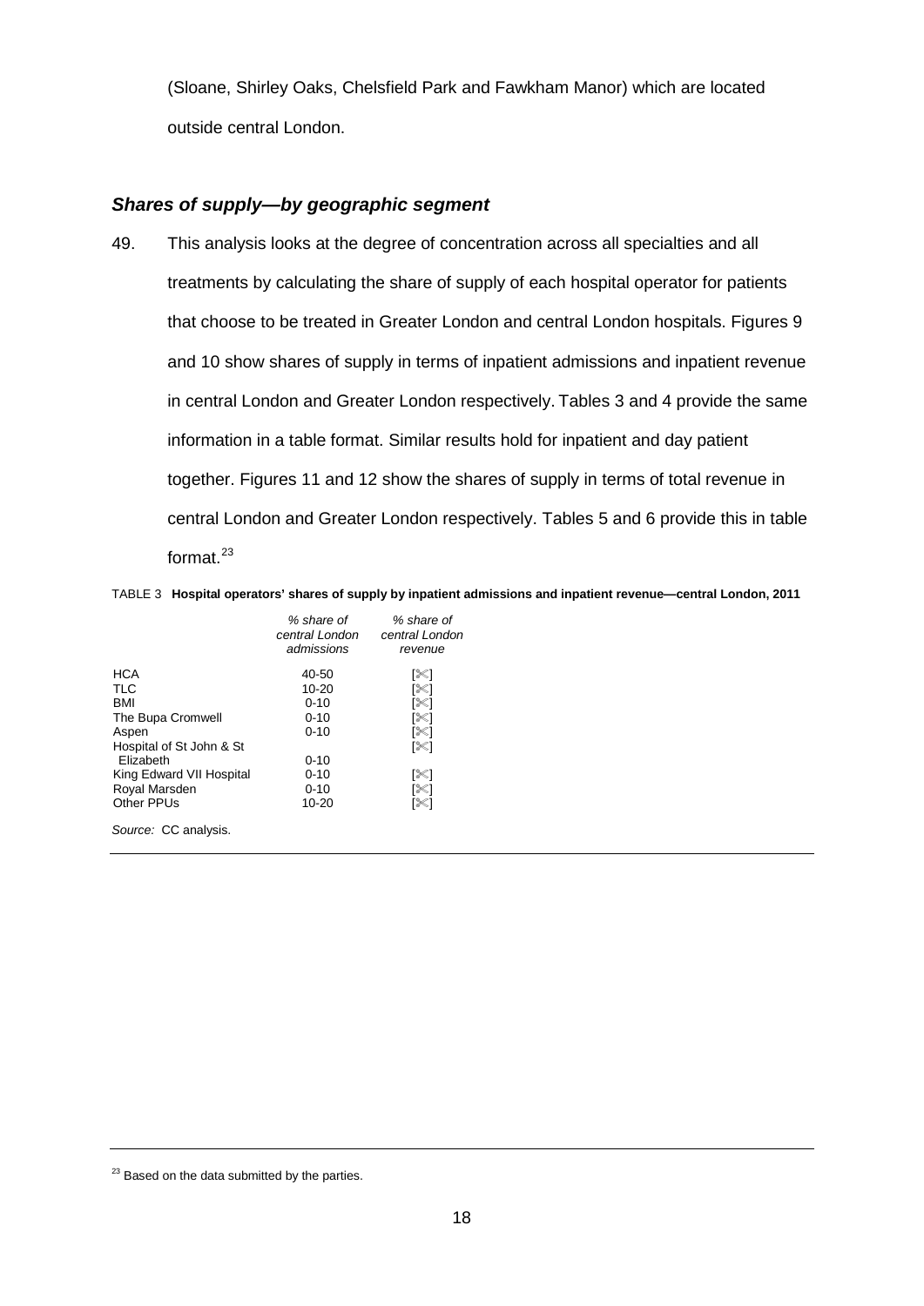(Sloane, Shirley Oaks, Chelsfield Park and Fawkham Manor) which are located outside central London.

### *Shares of supply—by geographic segment*

49. This analysis looks at the degree of concentration across all specialties and all treatments by calculating the share of supply of each hospital operator for patients that choose to be treated in Greater London and central London hospitals. Figures 9 and 10 show shares of supply in terms of inpatient admissions and inpatient revenue in central London and Greater London respectively. Tables 3 and 4 provide the same information in a table format. Similar results hold for inpatient and day patient together. Figures 11 and 12 show the shares of supply in terms of total revenue in central London and Greater London respectively. Tables 5 and 6 provide this in table format.[23]

TABLE 3 **Hospital operators' shares of supply by inpatient admissions and inpatient revenue—central London, 2011**

| | *% share of central London admissions* | *% share of central London revenue* |
|---|---|---|
| HCA | 40-50 | [✂] |
| TLC | 10-20 | [✂] |
| BMI | 0-10 | [✂] |
| The Bupa Cromwell | 0-10 | [✂] |
| Aspen | 0-10 | [✂] |
| Hospital of St John & St Elizabeth | 0-10 | [✂] |
| King Edward VII Hospital | 0-10 | [✂] |
| Royal Marsden | 0-10 | [✂] |
| Other PPUs | 10-20 | [✂] |

*Source:* CC analysis.

[23] Based on the data submitted by the parties.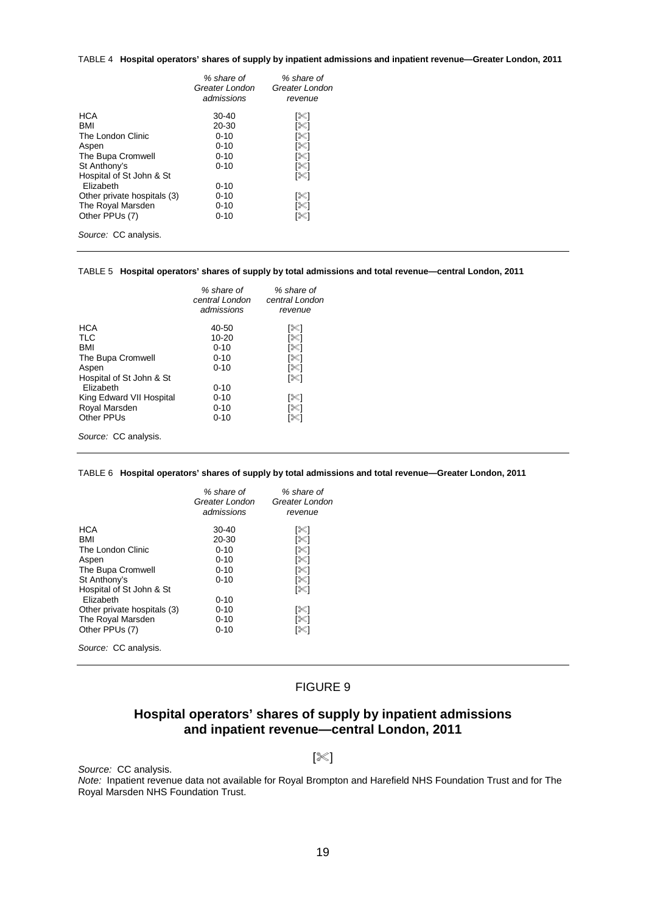TABLE 4 **Hospital operators' shares of supply by inpatient admissions and inpatient revenue—Greater London, 2011**

| | *% share of Greater London admissions* | *% share of Greater London revenue* |
|---|---|---|
| HCA | 30-40 | [✂] |
| BMI | 20-30 | [✂] |
| The London Clinic | 0-10 | [✂] |
| Aspen | 0-10 | [✂] |
| The Bupa Cromwell | 0-10 | [✂] |
| St Anthony's | 0-10 | [✂] |
| Hospital of St John & St Elizabeth | 0-10 | [✂] |
| Other private hospitals (3) | 0-10 | [✂] |
| The Royal Marsden | 0-10 | [✂] |
| Other PPUs (7) | 0-10 | [✂] |

*Source:* CC analysis.

TABLE 5 **Hospital operators' shares of supply by total admissions and total revenue—central London, 2011**

| | *% share of central London admissions* | *% share of central London revenue* |
|---|---|---|
| HCA | 40-50 | [✂] |
| TLC | 10-20 | [✂] |
| BMI | 0-10 | [✂] |
| The Bupa Cromwell | 0-10 | [✂] |
| Aspen | 0-10 | [✂] |
| Hospital of St John & St Elizabeth | 0-10 | [✂] |
| King Edward VII Hospital | 0-10 | [✂] |
| Royal Marsden | 0-10 | [✂] |
| Other PPUs | 0-10 | [✂] |

*Source:* CC analysis.

TABLE 6 **Hospital operators' shares of supply by total admissions and total revenue—Greater London, 2011**

| | *% share of Greater London admissions* | *% share of Greater London revenue* |
|---|---|---|
| HCA | 30-40 | [✂] |
| BMI | 20-30 | [✂] |
| The London Clinic | 0-10 | [✂] |
| Aspen | 0-10 | [✂] |
| The Bupa Cromwell | 0-10 | [✂] |
| St Anthony's | 0-10 | [✂] |
| Hospital of St John & St Elizabeth | 0-10 | [✂] |
| Other private hospitals (3) | 0-10 | [✂] |
| The Royal Marsden | 0-10 | [✂] |
| Other PPUs (7) | 0-10 | [✂] |

*Source:* CC analysis.

FIGURE 9

## Hospital operators' shares of supply by inpatient admissions and inpatient revenue—central London, 2011

[✂]

*Source:* CC analysis.

*Note:* Inpatient revenue data not available for Royal Brompton and Harefield NHS Foundation Trust and for The Royal Marsden NHS Foundation Trust.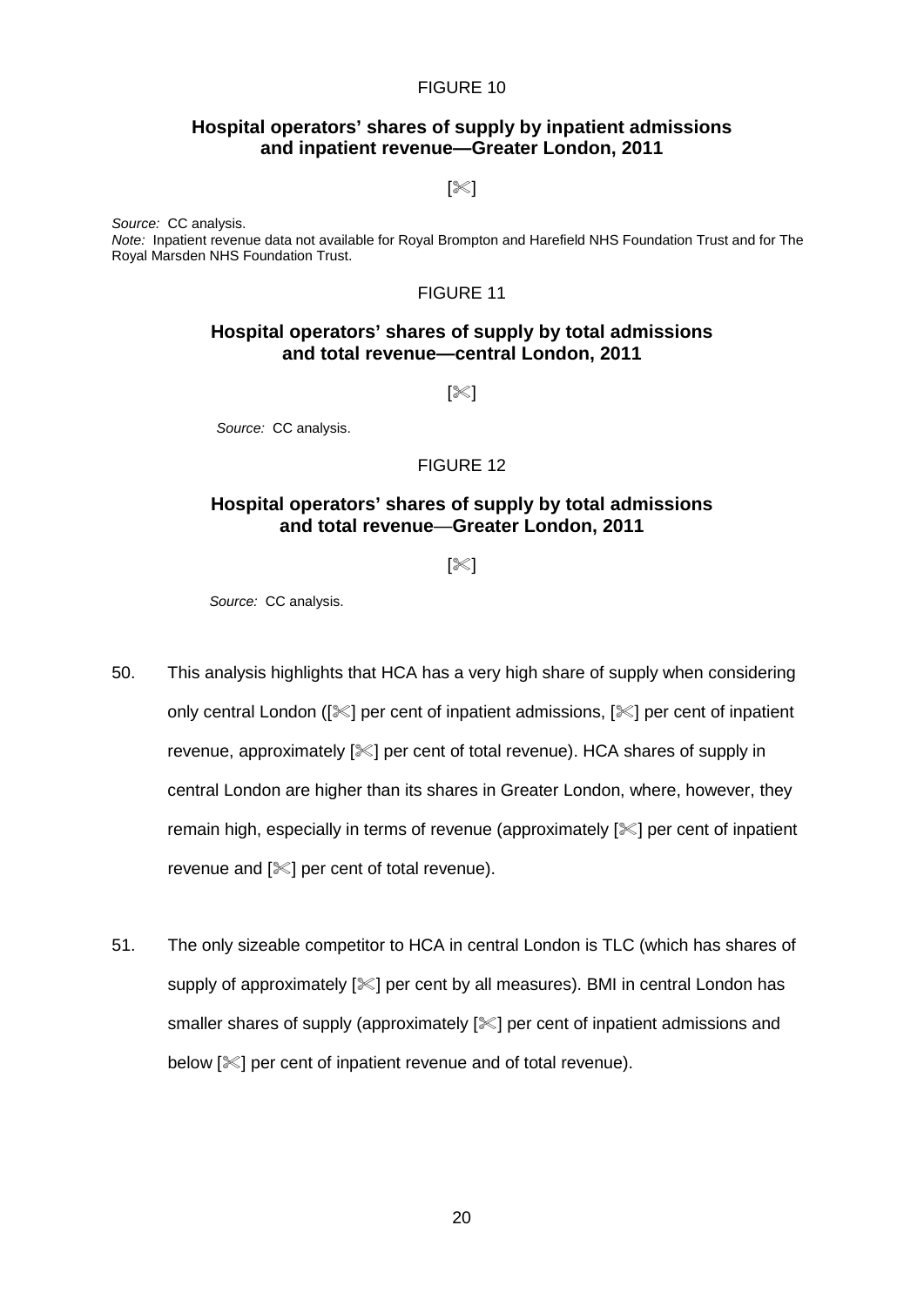FIGURE 10

**Hospital operators' shares of supply by inpatient admissions and inpatient revenue—Greater London, 2011**

[✂]

*Source:* CC analysis.
*Note:* Inpatient revenue data not available for Royal Brompton and Harefield NHS Foundation Trust and for The Royal Marsden NHS Foundation Trust.

FIGURE 11

**Hospital operators' shares of supply by total admissions and total revenue—central London, 2011**

[✂]

*Source:* CC analysis.

FIGURE 12

**Hospital operators' shares of supply by total admissions and total revenue—Greater London, 2011**

[✂]

*Source:* CC analysis.

50. This analysis highlights that HCA has a very high share of supply when considering only central London ([✂] per cent of inpatient admissions, [✂] per cent of inpatient revenue, approximately [✂] per cent of total revenue). HCA shares of supply in central London are higher than its shares in Greater London, where, however, they remain high, especially in terms of revenue (approximately [✂] per cent of inpatient revenue and [✂] per cent of total revenue).

51. The only sizeable competitor to HCA in central London is TLC (which has shares of supply of approximately [✂] per cent by all measures). BMI in central London has smaller shares of supply (approximately [✂] per cent of inpatient admissions and below [✂] per cent of inpatient revenue and of total revenue).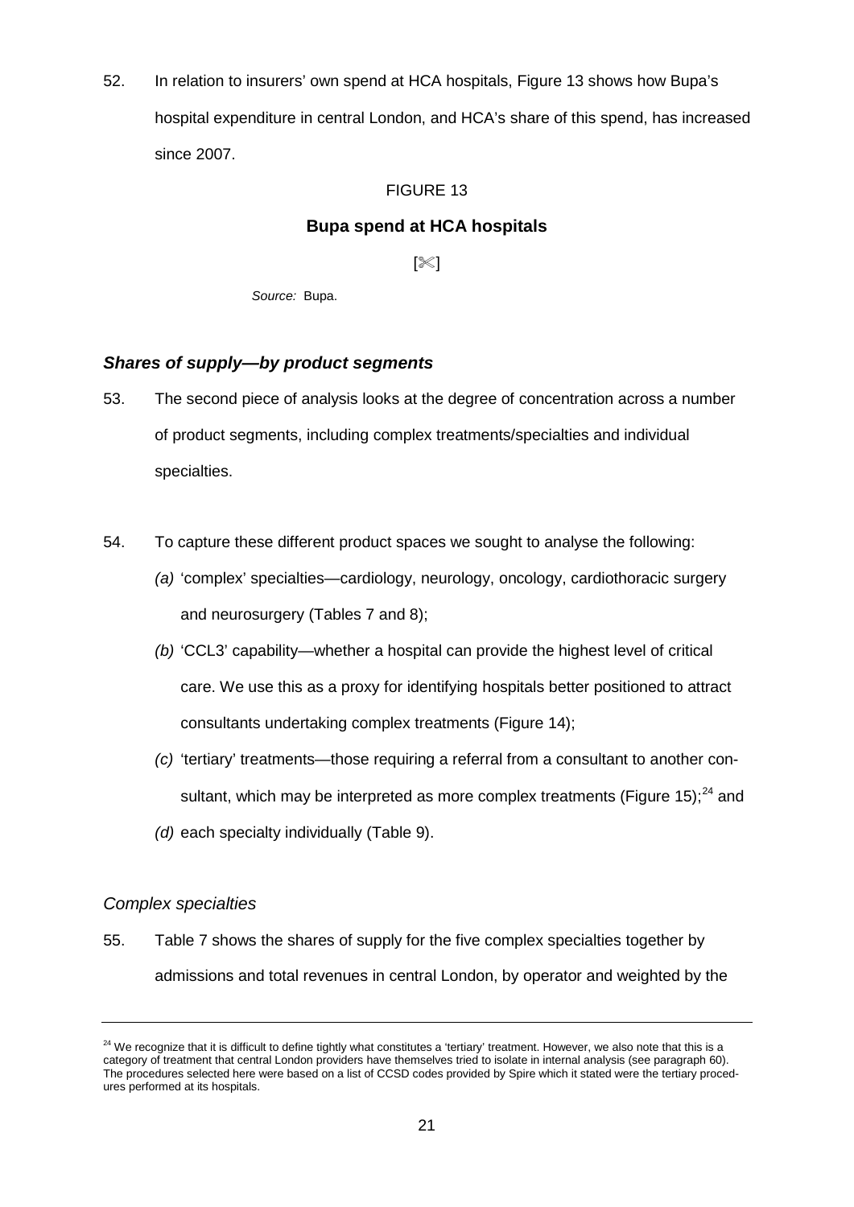52. In relation to insurers' own spend at HCA hospitals, Figure 13 shows how Bupa's hospital expenditure in central London, and HCA's share of this spend, has increased since 2007.

FIGURE 13

**Bupa spend at HCA hospitals**

[✂]

*Source:* Bupa.

### *Shares of supply—by product segments*

53. The second piece of analysis looks at the degree of concentration across a number of product segments, including complex treatments/specialties and individual specialties.

54. To capture these different product spaces we sought to analyse the following:

   *(a)* 'complex' specialties—cardiology, neurology, oncology, cardiothoracic surgery and neurosurgery (Tables 7 and 8);

   *(b)* 'CCL3' capability—whether a hospital can provide the highest level of critical care. We use this as a proxy for identifying hospitals better positioned to attract consultants undertaking complex treatments (Figure 14);

   *(c)* 'tertiary' treatments—those requiring a referral from a consultant to another consultant, which may be interpreted as more complex treatments (Figure 15);[24] and

   *(d)* each specialty individually (Table 9).

*Complex specialties*

55. Table 7 shows the shares of supply for the five complex specialties together by admissions and total revenues in central London, by operator and weighted by the

[24] We recognize that it is difficult to define tightly what constitutes a 'tertiary' treatment. However, we also note that this is a category of treatment that central London providers have themselves tried to isolate in internal analysis (see paragraph 60). The procedures selected here were based on a list of CCSD codes provided by Spire which it stated were the tertiary procedures performed at its hospitals.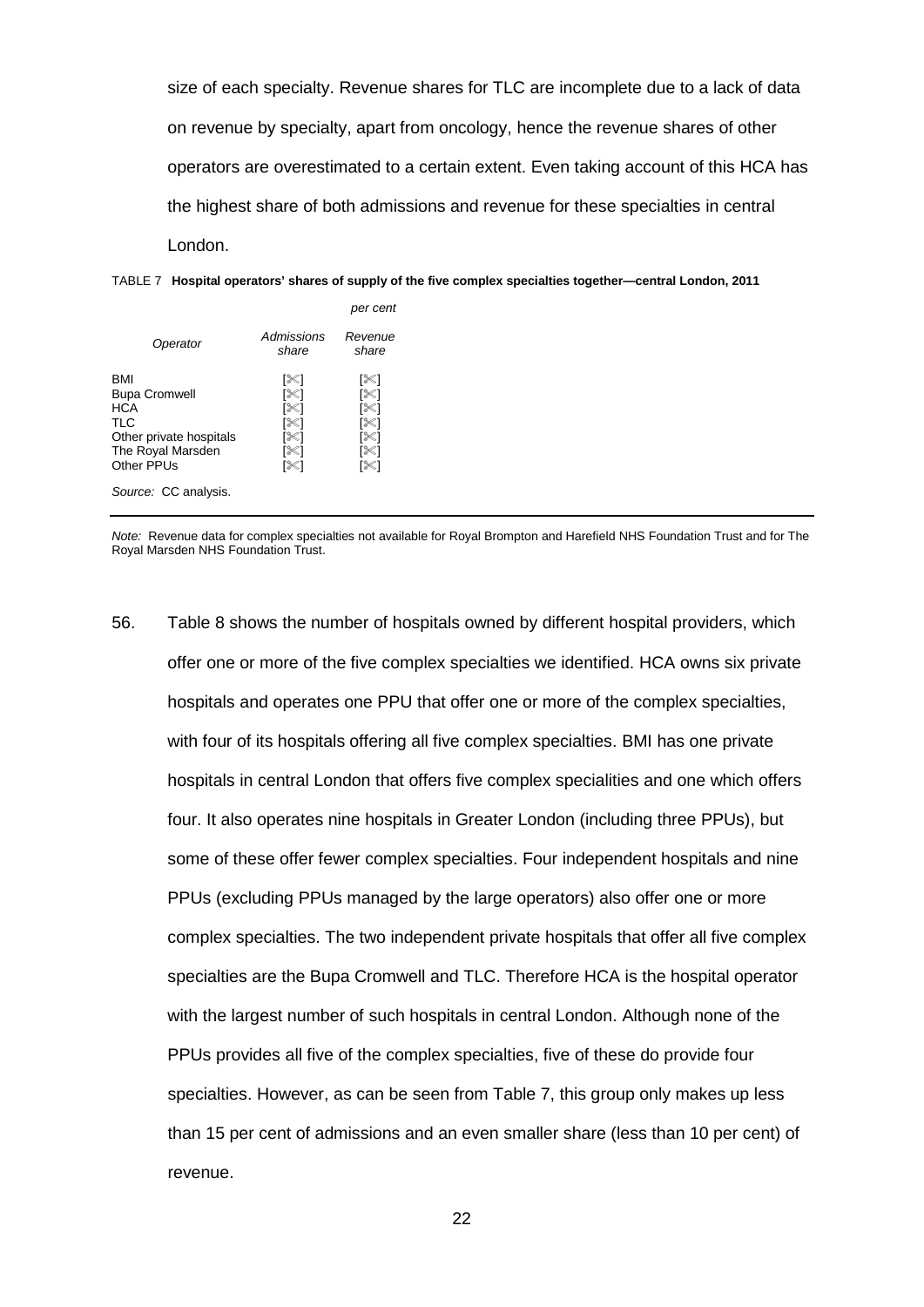size of each specialty. Revenue shares for TLC are incomplete due to a lack of data on revenue by specialty, apart from oncology, hence the revenue shares of other operators are overestimated to a certain extent. Even taking account of this HCA has the highest share of both admissions and revenue for these specialties in central London.

TABLE 7 **Hospital operators' shares of supply of the five complex specialties together—central London, 2011**

*per cent*

| *Operator* | *Admissions share* | *Revenue share* |
|---|---|---|
| BMI | [✂] | [✂] |
| Bupa Cromwell | [✂] | [✂] |
| HCA | [✂] | [✂] |
| TLC | [✂] | [✂] |
| Other private hospitals | [✂] | [✂] |
| The Royal Marsden | [✂] | [✂] |
| Other PPUs | [✂] | [✂] |

*Source:* CC analysis.

*Note:* Revenue data for complex specialties not available for Royal Brompton and Harefield NHS Foundation Trust and for The Royal Marsden NHS Foundation Trust.

56. Table 8 shows the number of hospitals owned by different hospital providers, which offer one or more of the five complex specialties we identified. HCA owns six private hospitals and operates one PPU that offer one or more of the complex specialties, with four of its hospitals offering all five complex specialties. BMI has one private hospitals in central London that offers five complex specialities and one which offers four. It also operates nine hospitals in Greater London (including three PPUs), but some of these offer fewer complex specialties. Four independent hospitals and nine PPUs (excluding PPUs managed by the large operators) also offer one or more complex specialties. The two independent private hospitals that offer all five complex specialties are the Bupa Cromwell and TLC. Therefore HCA is the hospital operator with the largest number of such hospitals in central London. Although none of the PPUs provides all five of the complex specialties, five of these do provide four specialties. However, as can be seen from Table 7, this group only makes up less than 15 per cent of admissions and an even smaller share (less than 10 per cent) of revenue.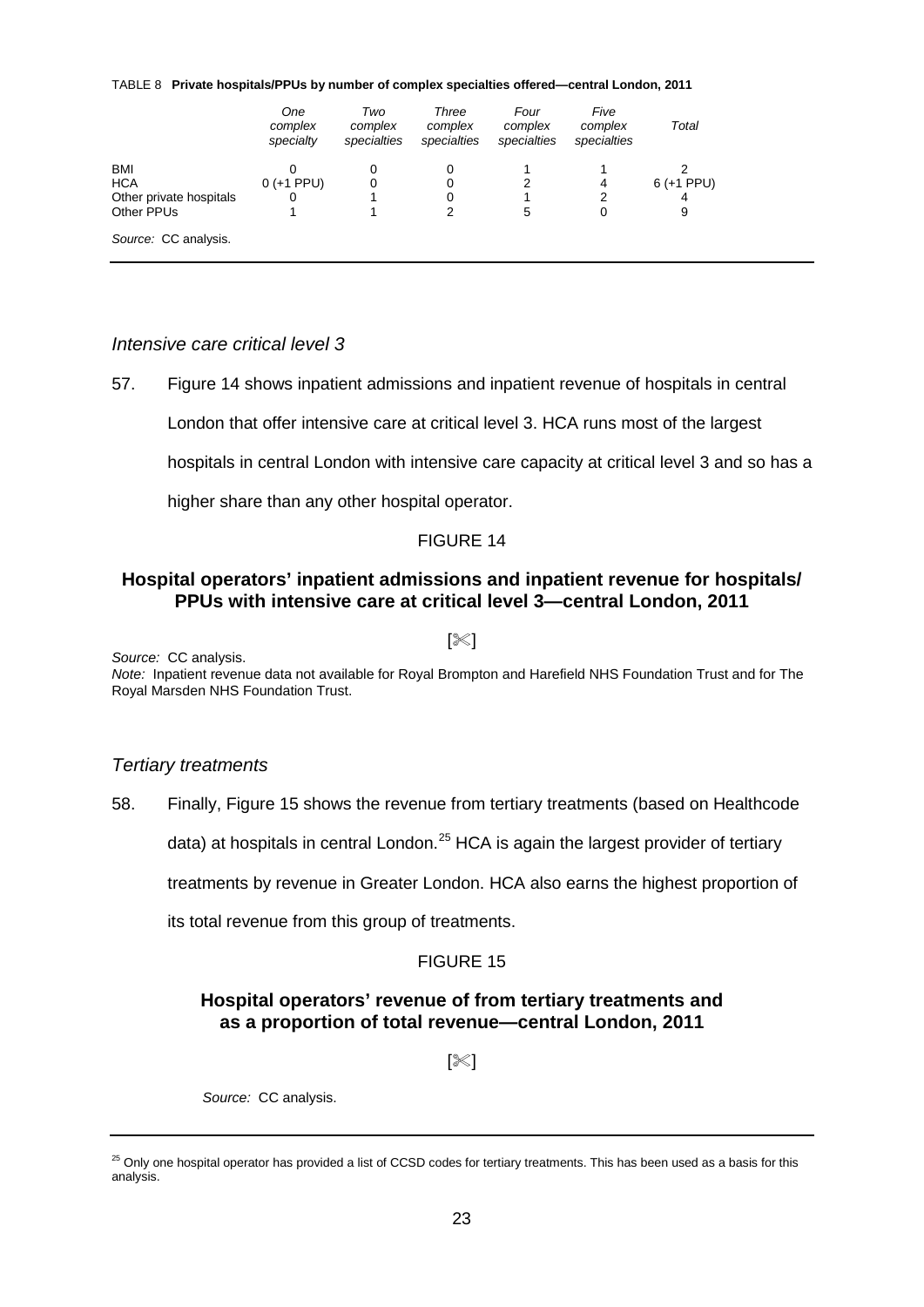TABLE 8 **Private hospitals/PPUs by number of complex specialties offered—central London, 2011**

| | *One complex specialty* | *Two complex specialties* | *Three complex specialties* | *Four complex specialties* | *Five complex specialties* | *Total* |
|---|---|---|---|---|---|---|
| BMI | 0 | 0 | 0 | 1 | 1 | 2 |
| HCA | 0 (+1 PPU) | 0 | 0 | 2 | 4 | 6 (+1 PPU) |
| Other private hospitals | 0 | 1 | 0 | 1 | 2 | 4 |
| Other PPUs | 1 | 1 | 2 | 5 | 0 | 9 |

*Source:* CC analysis.

### *Intensive care critical level 3*

57. Figure 14 shows inpatient admissions and inpatient revenue of hospitals in central London that offer intensive care at critical level 3. HCA runs most of the largest hospitals in central London with intensive care capacity at critical level 3 and so has a higher share than any other hospital operator.

FIGURE 14

**Hospital operators' inpatient admissions and inpatient revenue for hospitals/ PPUs with intensive care at critical level 3—central London, 2011**

[✂]

*Source:* CC analysis.
*Note:* Inpatient revenue data not available for Royal Brompton and Harefield NHS Foundation Trust and for The Royal Marsden NHS Foundation Trust.

### *Tertiary treatments*

58. Finally, Figure 15 shows the revenue from tertiary treatments (based on Healthcode data) at hospitals in central London.[25] HCA is again the largest provider of tertiary treatments by revenue in Greater London. HCA also earns the highest proportion of its total revenue from this group of treatments.

FIGURE 15

**Hospital operators' revenue of from tertiary treatments and as a proportion of total revenue—central London, 2011**

[✂]

*Source:* CC analysis.

[25] Only one hospital operator has provided a list of CCSD codes for tertiary treatments. This has been used as a basis for this analysis.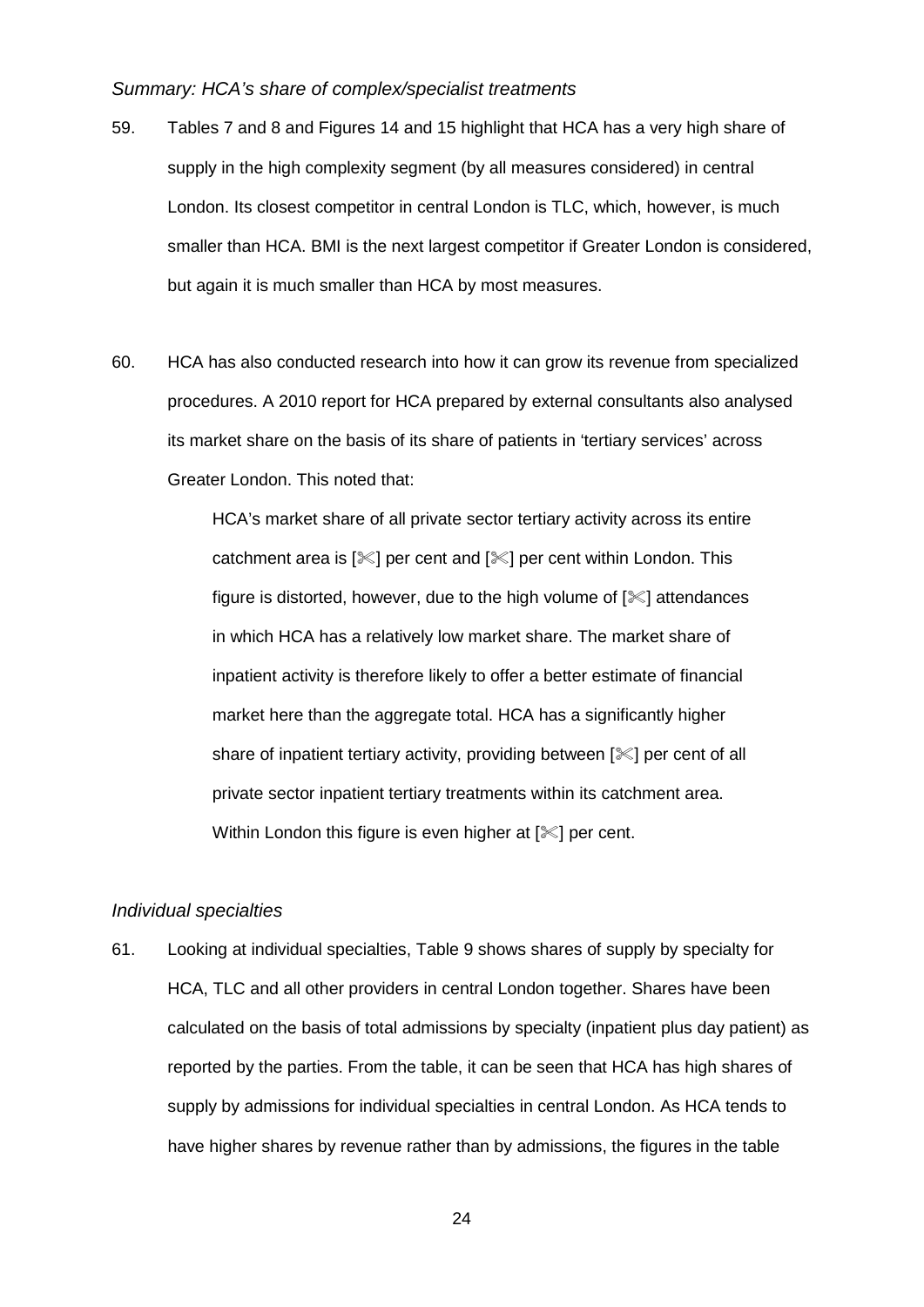*Summary: HCA's share of complex/specialist treatments*

59. Tables 7 and 8 and Figures 14 and 15 highlight that HCA has a very high share of supply in the high complexity segment (by all measures considered) in central London. Its closest competitor in central London is TLC, which, however, is much smaller than HCA. BMI is the next largest competitor if Greater London is considered, but again it is much smaller than HCA by most measures.

60. HCA has also conducted research into how it can grow its revenue from specialized procedures. A 2010 report for HCA prepared by external consultants also analysed its market share on the basis of its share of patients in 'tertiary services' across Greater London. This noted that:

> HCA's market share of all private sector tertiary activity across its entire catchment area is [✂] per cent and [✂] per cent within London. This figure is distorted, however, due to the high volume of [✂] attendances in which HCA has a relatively low market share. The market share of inpatient activity is therefore likely to offer a better estimate of financial market here than the aggregate total. HCA has a significantly higher share of inpatient tertiary activity, providing between [✂] per cent of all private sector inpatient tertiary treatments within its catchment area. Within London this figure is even higher at [✂] per cent.

*Individual specialties*

61. Looking at individual specialties, Table 9 shows shares of supply by specialty for HCA, TLC and all other providers in central London together. Shares have been calculated on the basis of total admissions by specialty (inpatient plus day patient) as reported by the parties. From the table, it can be seen that HCA has high shares of supply by admissions for individual specialties in central London. As HCA tends to have higher shares by revenue rather than by admissions, the figures in the table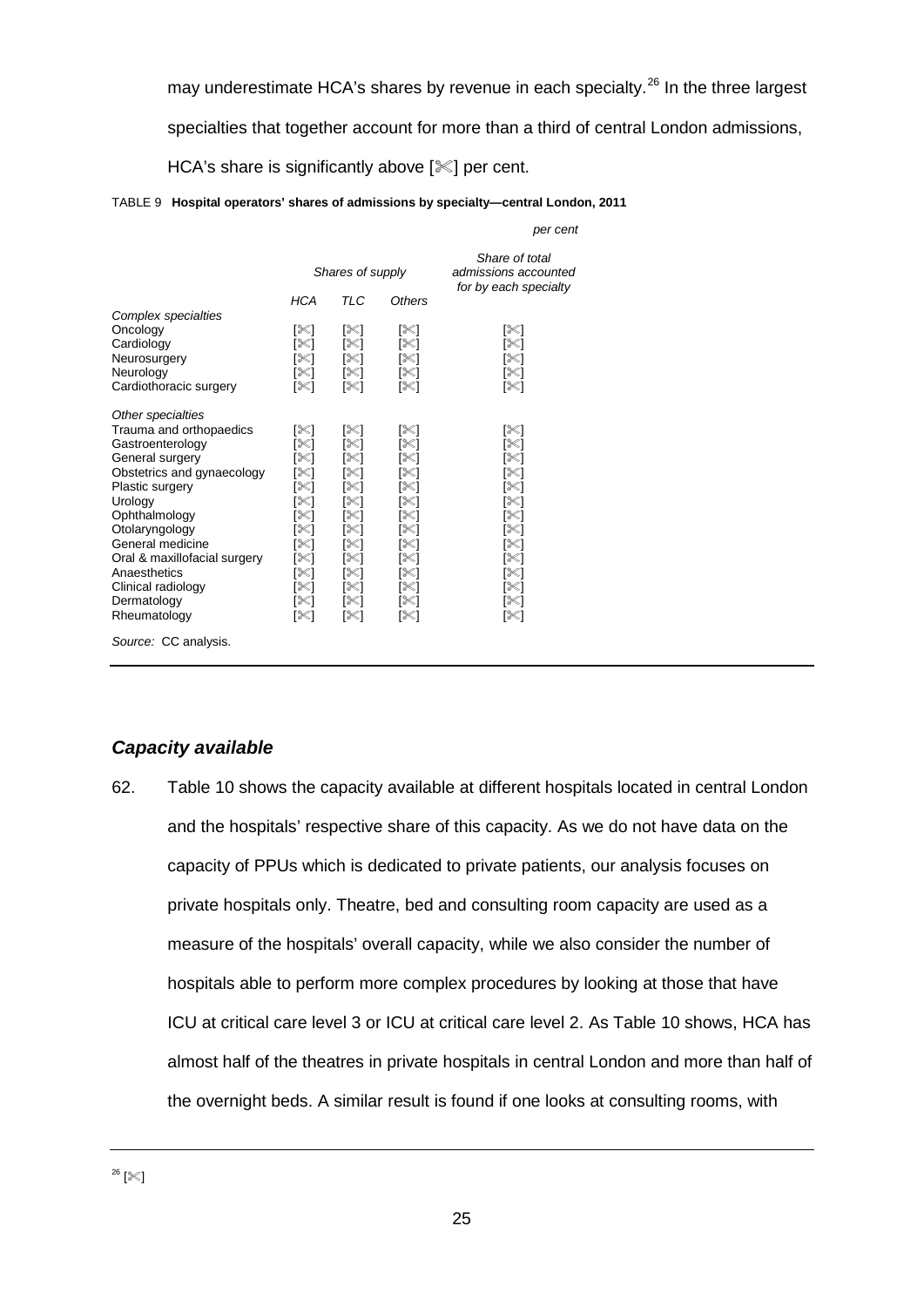may underestimate HCA's shares by revenue in each specialty.[26] In the three largest specialties that together account for more than a third of central London admissions, HCA's share is significantly above [✂] per cent.

TABLE 9 **Hospital operators' shares of admissions by specialty—central London, 2011**

*per cent*

| | *Shares of supply* | | | *Share of total admissions accounted for by each specialty* |
|---|---|---|---|---|
| | *HCA* | *TLC* | *Others* | |
| *Complex specialties* | | | | |
| Oncology | [✂] | [✂] | [✂] | [✂] |
| Cardiology | [✂] | [✂] | [✂] | [✂] |
| Neurosurgery | [✂] | [✂] | [✂] | [✂] |
| Neurology | [✂] | [✂] | [✂] | [✂] |
| Cardiothoracic surgery | [✂] | [✂] | [✂] | [✂] |
| *Other specialties* | | | | |
| Trauma and orthopaedics | [✂] | [✂] | [✂] | [✂] |
| Gastroenterology | [✂] | [✂] | [✂] | [✂] |
| General surgery | [✂] | [✂] | [✂] | [✂] |
| Obstetrics and gynaecology | [✂] | [✂] | [✂] | [✂] |
| Plastic surgery | [✂] | [✂] | [✂] | [✂] |
| Urology | [✂] | [✂] | [✂] | [✂] |
| Ophthalmology | [✂] | [✂] | [✂] | [✂] |
| Otolaryngology | [✂] | [✂] | [✂] | [✂] |
| General medicine | [✂] | [✂] | [✂] | [✂] |
| Oral & maxillofacial surgery | [✂] | [✂] | [✂] | [✂] |
| Anaesthetics | [✂] | [✂] | [✂] | [✂] |
| Clinical radiology | [✂] | [✂] | [✂] | [✂] |
| Dermatology | [✂] | [✂] | [✂] | [✂] |
| Rheumatology | [✂] | [✂] | [✂] | [✂] |

*Source:* CC analysis.

### *Capacity available*

62. Table 10 shows the capacity available at different hospitals located in central London and the hospitals' respective share of this capacity. As we do not have data on the capacity of PPUs which is dedicated to private patients, our analysis focuses on private hospitals only. Theatre, bed and consulting room capacity are used as a measure of the hospitals' overall capacity, while we also consider the number of hospitals able to perform more complex procedures by looking at those that have ICU at critical care level 3 or ICU at critical care level 2. As Table 10 shows, HCA has almost half of the theatres in private hospitals in central London and more than half of the overnight beds. A similar result is found if one looks at consulting rooms, with

[26] [✂]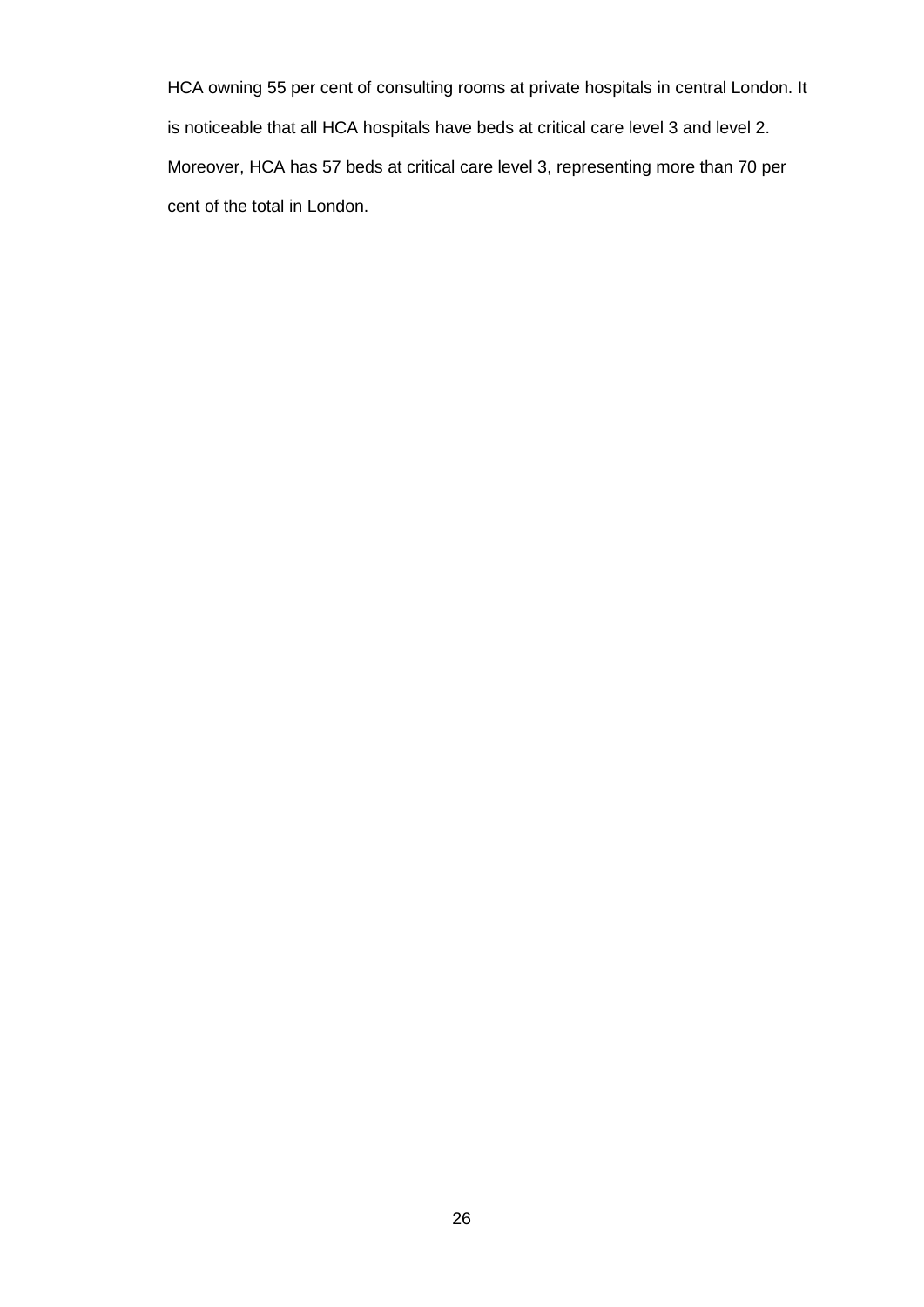HCA owning 55 per cent of consulting rooms at private hospitals in central London. It is noticeable that all HCA hospitals have beds at critical care level 3 and level 2. Moreover, HCA has 57 beds at critical care level 3, representing more than 70 per cent of the total in London.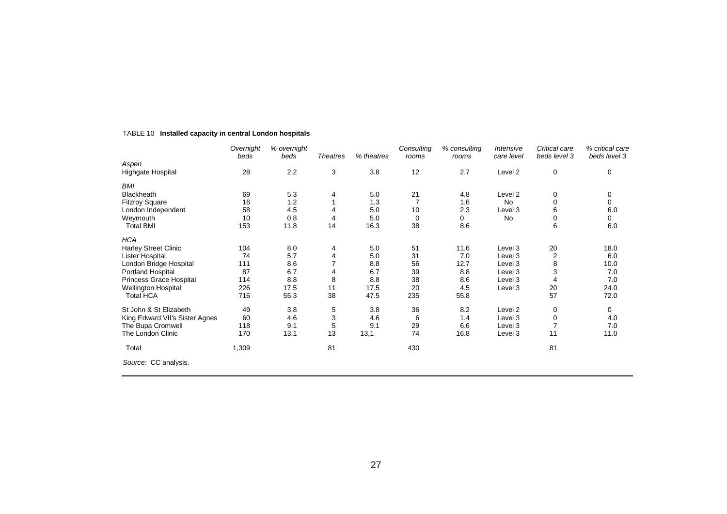TABLE 10 **Installed capacity in central London hospitals**

| | *Overnight beds* | *% overnight beds* | *Theatres* | *% theatres* | *Consulting rooms* | *% consulting rooms* | *Intensive care level* | *Critical care beds level 3* | *% critical care beds level 3* |
|---|---|---|---|---|---|---|---|---|---|
| *Aspen* | | | | | | | | | |
| Highgate Hospital | 28 | 2.2 | 3 | 3.8 | 12 | 2.7 | Level 2 | 0 | 0 |
| *BMI* | | | | | | | | | |
| Blackheath | 69 | 5.3 | 4 | 5.0 | 21 | 4.8 | Level 2 | 0 | 0 |
| Fitzroy Square | 16 | 1.2 | 1 | 1.3 | 7 | 1.6 | No | 0 | 0 |
| London Independent | 58 | 4.5 | 4 | 5.0 | 10 | 2.3 | Level 3 | 6 | 6.0 |
| Weymouth | 10 | 0.8 | 4 | 5.0 | 0 | 0 | No | 0 | 0 |
| Total BMI | 153 | 11.8 | 14 | 16.3 | 38 | 8.6 | | 6 | 6.0 |
| *HCA* | | | | | | | | | |
| Harley Street Clinic | 104 | 8.0 | 4 | 5.0 | 51 | 11.6 | Level 3 | 20 | 18.0 |
| Lister Hospital | 74 | 5.7 | 4 | 5.0 | 31 | 7.0 | Level 3 | 2 | 6.0 |
| London Bridge Hospital | 111 | 8.6 | 7 | 8.8 | 56 | 12.7 | Level 3 | 8 | 10.0 |
| Portland Hospital | 87 | 6.7 | 4 | 6.7 | 39 | 8.8 | Level 3 | 3 | 7.0 |
| Princess Grace Hospital | 114 | 8.8 | 8 | 8.8 | 38 | 8.6 | Level 3 | 4 | 7.0 |
| Wellington Hospital | 226 | 17.5 | 11 | 17.5 | 20 | 4.5 | Level 3 | 20 | 24.0 |
| Total HCA | 716 | 55.3 | 38 | 47.5 | 235 | 55.8 | | 57 | 72.0 |
| St John & St Elizabeth | 49 | 3.8 | 5 | 3.8 | 36 | 8.2 | Level 2 | 0 | 0 |
| King Edward VII's Sister Agnes | 60 | 4.6 | 3 | 4.6 | 6 | 1.4 | Level 3 | 0 | 4.0 |
| The Bupa Cromwell | 118 | 9.1 | 5 | 9.1 | 29 | 6.6 | Level 3 | 7 | 7.0 |
| The London Clinic | 170 | 13.1 | 13 | 13,1 | 74 | 16.8 | Level 3 | 11 | 11.0 |
| Total | 1,309 | | 81 | | 430 | | | 81 | |

*Source:* CC analysis.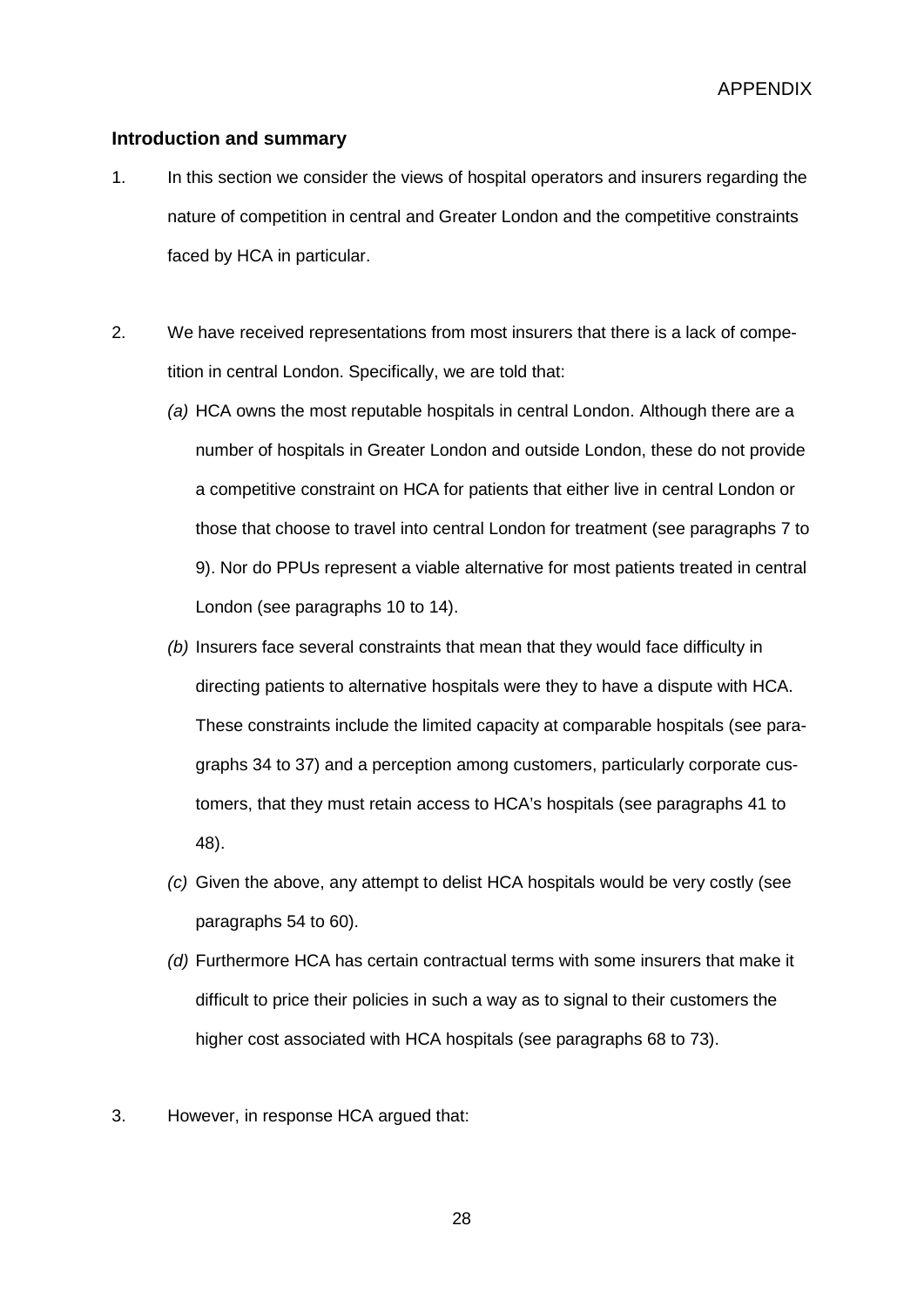## Introduction and summary

1. In this section we consider the views of hospital operators and insurers regarding the nature of competition in central and Greater London and the competitive constraints faced by HCA in particular.

2. We have received representations from most insurers that there is a lack of competition in central London. Specifically, we are told that:

   *(a)* HCA owns the most reputable hospitals in central London. Although there are a number of hospitals in Greater London and outside London, these do not provide a competitive constraint on HCA for patients that either live in central London or those that choose to travel into central London for treatment (see paragraphs 7 to 9). Nor do PPUs represent a viable alternative for most patients treated in central London (see paragraphs 10 to 14).

   *(b)* Insurers face several constraints that mean that they would face difficulty in directing patients to alternative hospitals were they to have a dispute with HCA. These constraints include the limited capacity at comparable hospitals (see paragraphs 34 to 37) and a perception among customers, particularly corporate customers, that they must retain access to HCA's hospitals (see paragraphs 41 to 48).

   *(c)* Given the above, any attempt to delist HCA hospitals would be very costly (see paragraphs 54 to 60).

   *(d)* Furthermore HCA has certain contractual terms with some insurers that make it difficult to price their policies in such a way as to signal to their customers the higher cost associated with HCA hospitals (see paragraphs 68 to 73).

3. However, in response HCA argued that: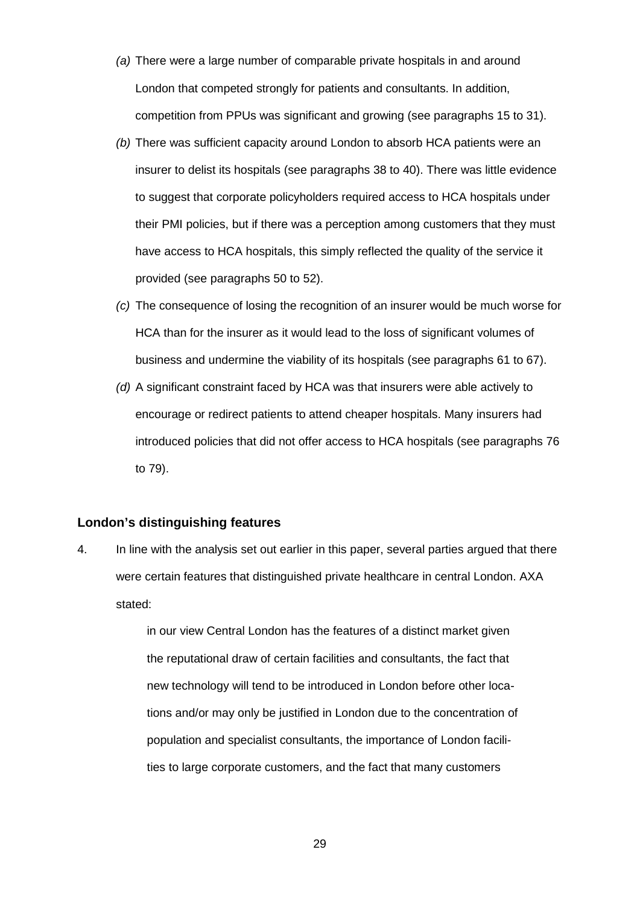*(a)* There were a large number of comparable private hospitals in and around London that competed strongly for patients and consultants. In addition, competition from PPUs was significant and growing (see paragraphs 15 to 31).

*(b)* There was sufficient capacity around London to absorb HCA patients were an insurer to delist its hospitals (see paragraphs 38 to 40). There was little evidence to suggest that corporate policyholders required access to HCA hospitals under their PMI policies, but if there was a perception among customers that they must have access to HCA hospitals, this simply reflected the quality of the service it provided (see paragraphs 50 to 52).

*(c)* The consequence of losing the recognition of an insurer would be much worse for HCA than for the insurer as it would lead to the loss of significant volumes of business and undermine the viability of its hospitals (see paragraphs 61 to 67).

*(d)* A significant constraint faced by HCA was that insurers were able actively to encourage or redirect patients to attend cheaper hospitals. Many insurers had introduced policies that did not offer access to HCA hospitals (see paragraphs 76 to 79).

### London's distinguishing features

4. In line with the analysis set out earlier in this paper, several parties argued that there were certain features that distinguished private healthcare in central London. AXA stated:

> in our view Central London has the features of a distinct market given the reputational draw of certain facilities and consultants, the fact that new technology will tend to be introduced in London before other locations and/or may only be justified in London due to the concentration of population and specialist consultants, the importance of London facilities to large corporate customers, and the fact that many customers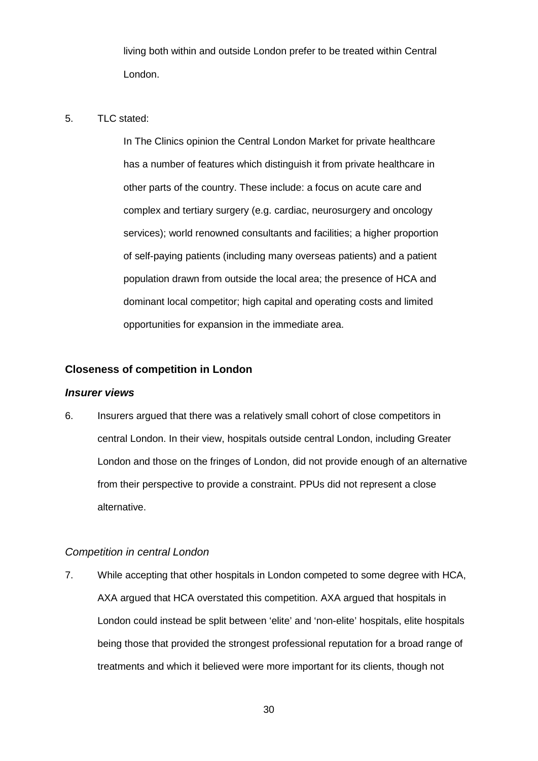living both within and outside London prefer to be treated within Central London.

5. TLC stated:

> In The Clinics opinion the Central London Market for private healthcare has a number of features which distinguish it from private healthcare in other parts of the country. These include: a focus on acute care and complex and tertiary surgery (e.g. cardiac, neurosurgery and oncology services); world renowned consultants and facilities; a higher proportion of self-paying patients (including many overseas patients) and a patient population drawn from outside the local area; the presence of HCA and dominant local competitor; high capital and operating costs and limited opportunities for expansion in the immediate area.

### Closeness of competition in London

#### *Insurer views*

6. Insurers argued that there was a relatively small cohort of close competitors in central London. In their view, hospitals outside central London, including Greater London and those on the fringes of London, did not provide enough of an alternative from their perspective to provide a constraint. PPUs did not represent a close alternative.

*Competition in central London*

7. While accepting that other hospitals in London competed to some degree with HCA, AXA argued that HCA overstated this competition. AXA argued that hospitals in London could instead be split between 'elite' and 'non-elite' hospitals, elite hospitals being those that provided the strongest professional reputation for a broad range of treatments and which it believed were more important for its clients, though not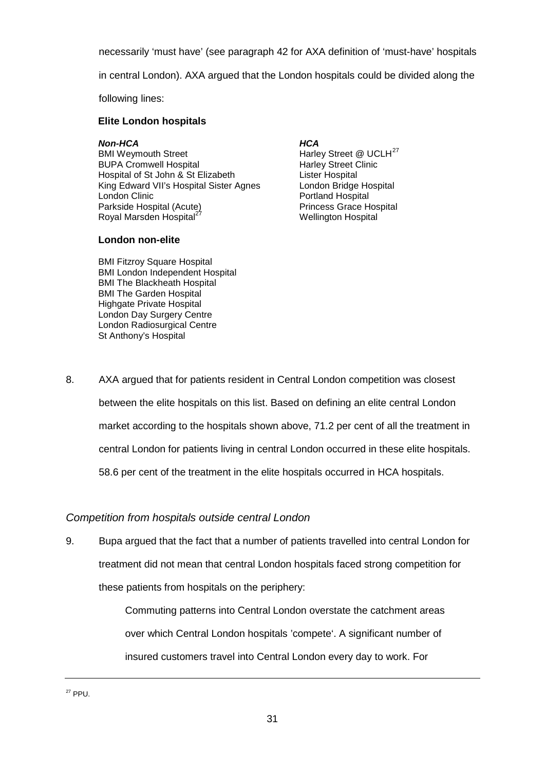necessarily 'must have' (see paragraph 42 for AXA definition of 'must-have' hospitals in central London). AXA argued that the London hospitals could be divided along the following lines:

**Elite London hospitals**

| ***Non-HCA*** | ***HCA*** |
|---|---|
| BMI Weymouth Street | Harley Street @ UCLH[27] |
| BUPA Cromwell Hospital | Harley Street Clinic |
| Hospital of St John & St Elizabeth | Lister Hospital |
| King Edward VII's Hospital Sister Agnes | London Bridge Hospital |
| London Clinic | Portland Hospital |
| Parkside Hospital (Acute) | Princess Grace Hospital |
| Royal Marsden Hospital[27] | Wellington Hospital |

**London non-elite**

BMI Fitzroy Square Hospital
BMI London Independent Hospital
BMI The Blackheath Hospital
BMI The Garden Hospital
Highgate Private Hospital
London Day Surgery Centre
London Radiosurgical Centre
St Anthony's Hospital

8. AXA argued that for patients resident in Central London competition was closest between the elite hospitals on this list. Based on defining an elite central London market according to the hospitals shown above, 71.2 per cent of all the treatment in central London for patients living in central London occurred in these elite hospitals. 58.6 per cent of the treatment in the elite hospitals occurred in HCA hospitals.

### *Competition from hospitals outside central London*

9. Bupa argued that the fact that a number of patients travelled into central London for treatment did not mean that central London hospitals faced strong competition for these patients from hospitals on the periphery:

> Commuting patterns into Central London overstate the catchment areas over which Central London hospitals 'compete'. A significant number of insured customers travel into Central London every day to work. For

[27] PPU.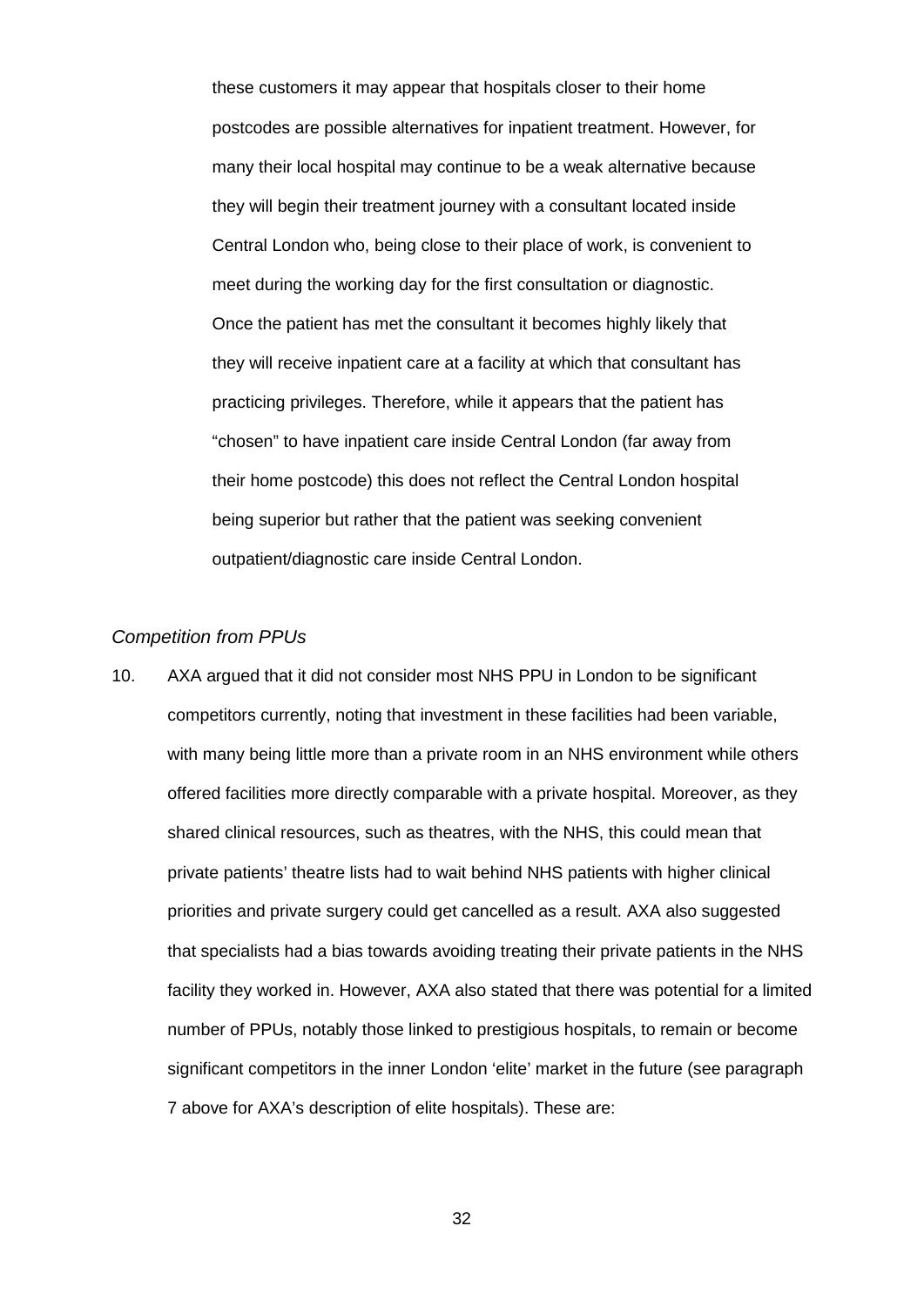these customers it may appear that hospitals closer to their home postcodes are possible alternatives for inpatient treatment. However, for many their local hospital may continue to be a weak alternative because they will begin their treatment journey with a consultant located inside Central London who, being close to their place of work, is convenient to meet during the working day for the first consultation or diagnostic. Once the patient has met the consultant it becomes highly likely that they will receive inpatient care at a facility at which that consultant has practicing privileges. Therefore, while it appears that the patient has "chosen" to have inpatient care inside Central London (far away from their home postcode) this does not reflect the Central London hospital being superior but rather that the patient was seeking convenient outpatient/diagnostic care inside Central London.

*Competition from PPUs*

10. AXA argued that it did not consider most NHS PPU in London to be significant competitors currently, noting that investment in these facilities had been variable, with many being little more than a private room in an NHS environment while others offered facilities more directly comparable with a private hospital. Moreover, as they shared clinical resources, such as theatres, with the NHS, this could mean that private patients' theatre lists had to wait behind NHS patients with higher clinical priorities and private surgery could get cancelled as a result. AXA also suggested that specialists had a bias towards avoiding treating their private patients in the NHS facility they worked in. However, AXA also stated that there was potential for a limited number of PPUs, notably those linked to prestigious hospitals, to remain or become significant competitors in the inner London 'elite' market in the future (see paragraph 7 above for AXA's description of elite hospitals). These are: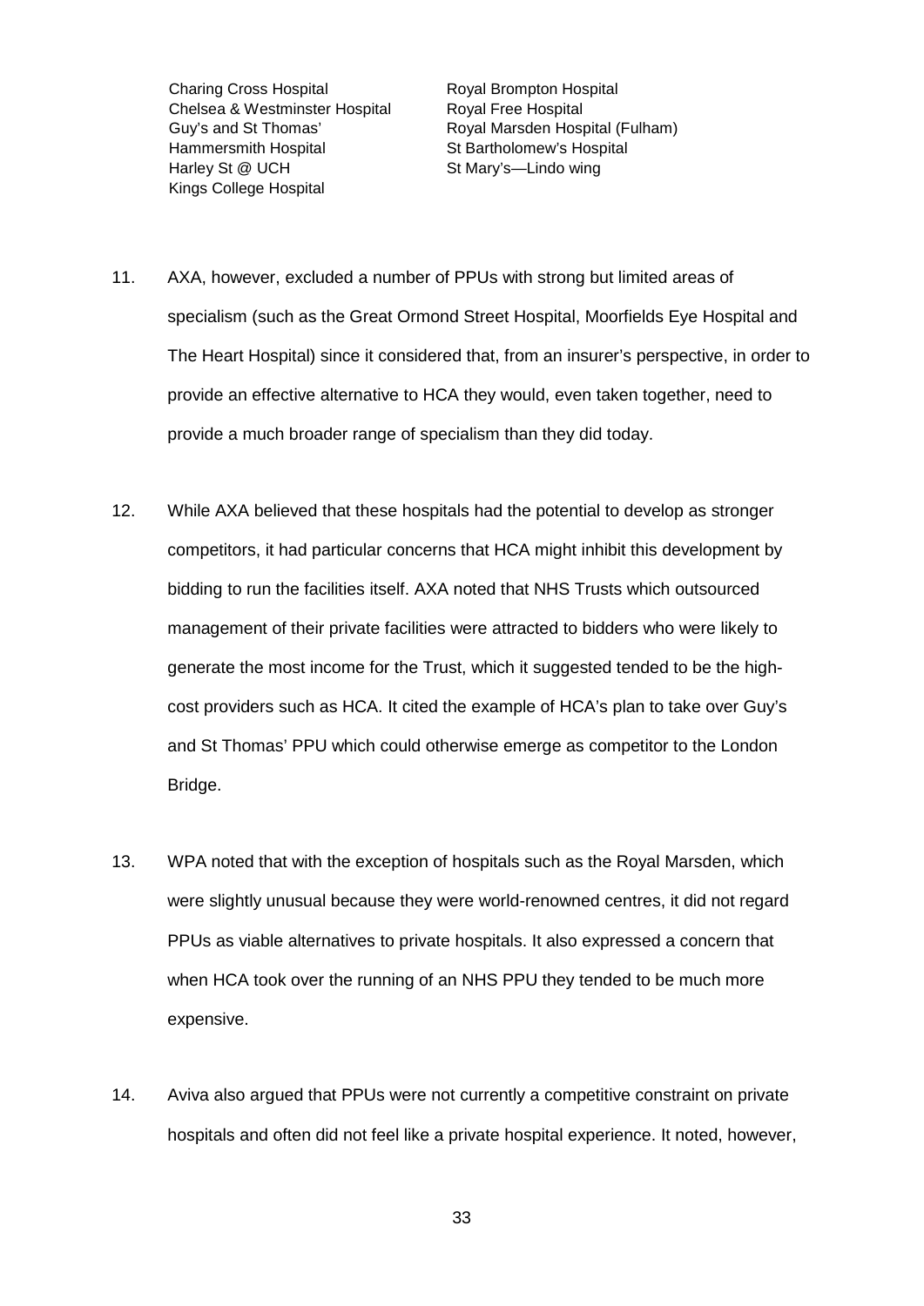| | |
|---|---|
| Charing Cross Hospital | Royal Brompton Hospital |
| Chelsea & Westminster Hospital | Royal Free Hospital |
| Guy's and St Thomas' | Royal Marsden Hospital (Fulham) |
| Hammersmith Hospital | St Bartholomew's Hospital |
| Harley St @ UCH | St Mary's—Lindo wing |
| Kings College Hospital | |

11. AXA, however, excluded a number of PPUs with strong but limited areas of specialism (such as the Great Ormond Street Hospital, Moorfields Eye Hospital and The Heart Hospital) since it considered that, from an insurer's perspective, in order to provide an effective alternative to HCA they would, even taken together, need to provide a much broader range of specialism than they did today.

12. While AXA believed that these hospitals had the potential to develop as stronger competitors, it had particular concerns that HCA might inhibit this development by bidding to run the facilities itself. AXA noted that NHS Trusts which outsourced management of their private facilities were attracted to bidders who were likely to generate the most income for the Trust, which it suggested tended to be the high-cost providers such as HCA. It cited the example of HCA's plan to take over Guy's and St Thomas' PPU which could otherwise emerge as competitor to the London Bridge.

13. WPA noted that with the exception of hospitals such as the Royal Marsden, which were slightly unusual because they were world-renowned centres, it did not regard PPUs as viable alternatives to private hospitals. It also expressed a concern that when HCA took over the running of an NHS PPU they tended to be much more expensive.

14. Aviva also argued that PPUs were not currently a competitive constraint on private hospitals and often did not feel like a private hospital experience. It noted, however,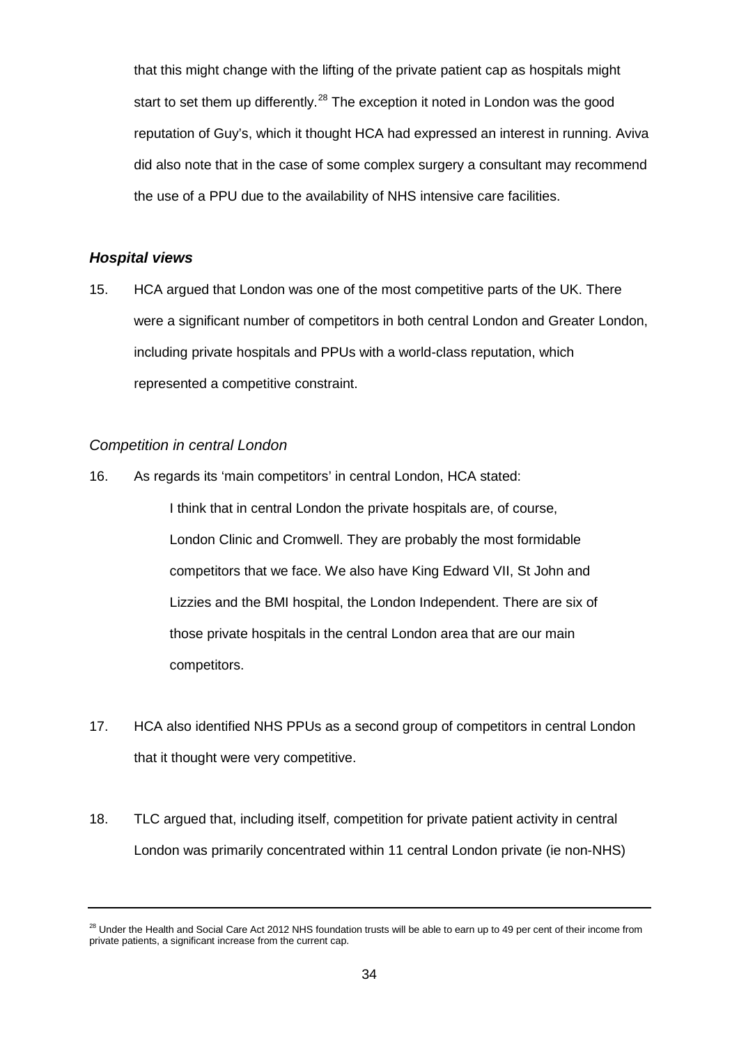that this might change with the lifting of the private patient cap as hospitals might start to set them up differently.[28] The exception it noted in London was the good reputation of Guy's, which it thought HCA had expressed an interest in running. Aviva did also note that in the case of some complex surgery a consultant may recommend the use of a PPU due to the availability of NHS intensive care facilities.

### *Hospital views*

15. HCA argued that London was one of the most competitive parts of the UK. There were a significant number of competitors in both central London and Greater London, including private hospitals and PPUs with a world-class reputation, which represented a competitive constraint.

#### *Competition in central London*

16. As regards its 'main competitors' in central London, HCA stated:

> I think that in central London the private hospitals are, of course, London Clinic and Cromwell. They are probably the most formidable competitors that we face. We also have King Edward VII, St John and Lizzies and the BMI hospital, the London Independent. There are six of those private hospitals in the central London area that are our main competitors.

17. HCA also identified NHS PPUs as a second group of competitors in central London that it thought were very competitive.

18. TLC argued that, including itself, competition for private patient activity in central London was primarily concentrated within 11 central London private (ie non-NHS)

---

[28] Under the Health and Social Care Act 2012 NHS foundation trusts will be able to earn up to 49 per cent of their income from private patients, a significant increase from the current cap.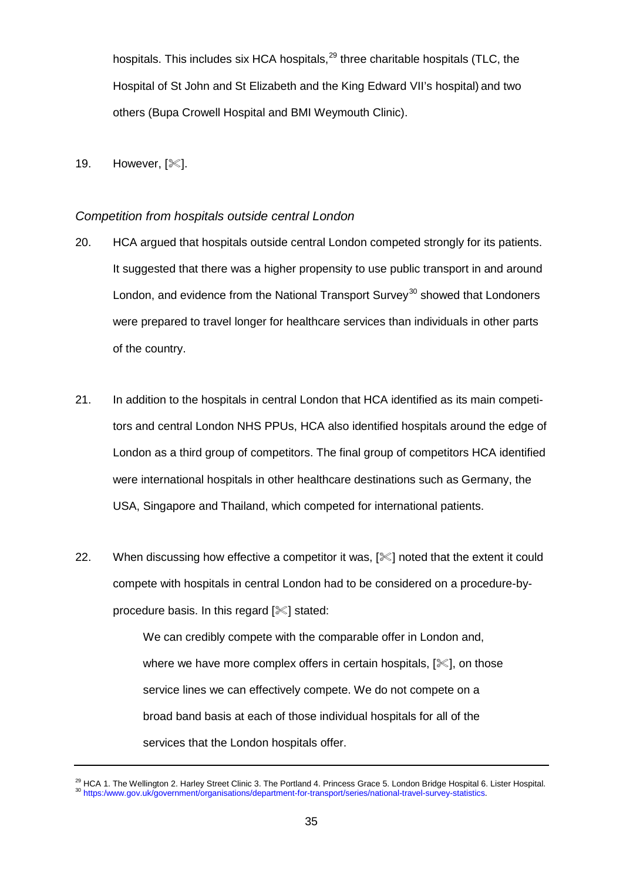hospitals. This includes six HCA hospitals,[29] three charitable hospitals (TLC, the Hospital of St John and St Elizabeth and the King Edward VII's hospital) and two others (Bupa Crowell Hospital and BMI Weymouth Clinic).

19. However, [✂].

*Competition from hospitals outside central London*

20. HCA argued that hospitals outside central London competed strongly for its patients. It suggested that there was a higher propensity to use public transport in and around London, and evidence from the National Transport Survey[30] showed that Londoners were prepared to travel longer for healthcare services than individuals in other parts of the country.

21. In addition to the hospitals in central London that HCA identified as its main competitors and central London NHS PPUs, HCA also identified hospitals around the edge of London as a third group of competitors. The final group of competitors HCA identified were international hospitals in other healthcare destinations such as Germany, the USA, Singapore and Thailand, which competed for international patients.

22. When discussing how effective a competitor it was, [✂] noted that the extent it could compete with hospitals in central London had to be considered on a procedure-by-procedure basis. In this regard [✂] stated:

> We can credibly compete with the comparable offer in London and, where we have more complex offers in certain hospitals, [✂], on those service lines we can effectively compete. We do not compete on a broad band basis at each of those individual hospitals for all of the services that the London hospitals offer.

---

[29] HCA 1. The Wellington 2. Harley Street Clinic 3. The Portland 4. Princess Grace 5. London Bridge Hospital 6. Lister Hospital.

[30] https:/www.gov.uk/government/organisations/department-for-transport/series/national-travel-survey-statistics.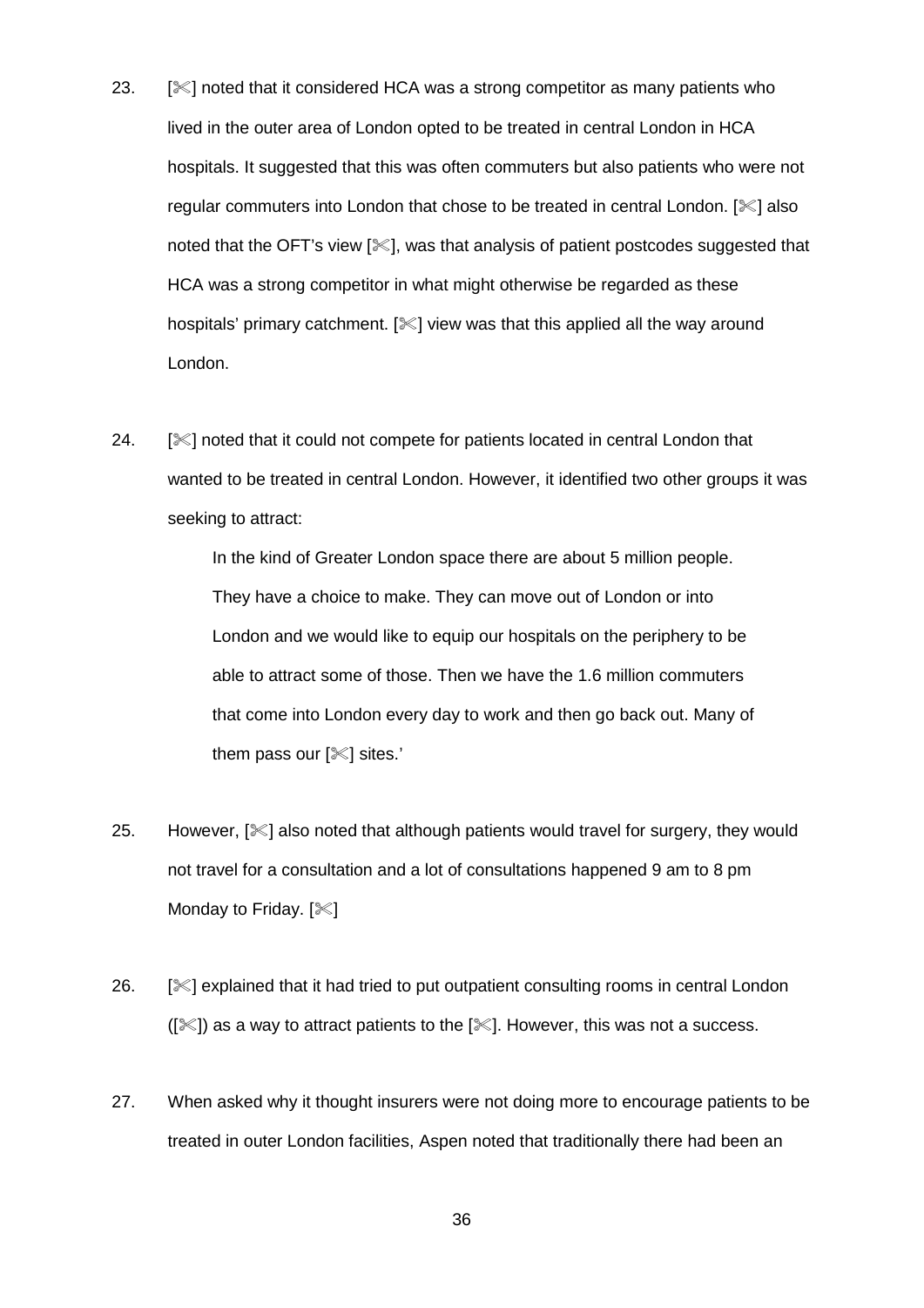23. [✂] noted that it considered HCA was a strong competitor as many patients who lived in the outer area of London opted to be treated in central London in HCA hospitals. It suggested that this was often commuters but also patients who were not regular commuters into London that chose to be treated in central London. [✂] also noted that the OFT's view [✂], was that analysis of patient postcodes suggested that HCA was a strong competitor in what might otherwise be regarded as these hospitals' primary catchment. [✂] view was that this applied all the way around London.

24. [✂] noted that it could not compete for patients located in central London that wanted to be treated in central London. However, it identified two other groups it was seeking to attract:

> In the kind of Greater London space there are about 5 million people. They have a choice to make. They can move out of London or into London and we would like to equip our hospitals on the periphery to be able to attract some of those. Then we have the 1.6 million commuters that come into London every day to work and then go back out. Many of them pass our [✂] sites.'

25. However, [✂] also noted that although patients would travel for surgery, they would not travel for a consultation and a lot of consultations happened 9 am to 8 pm Monday to Friday. [✂]

26. [✂] explained that it had tried to put outpatient consulting rooms in central London ([✂]) as a way to attract patients to the [✂]. However, this was not a success.

27. When asked why it thought insurers were not doing more to encourage patients to be treated in outer London facilities, Aspen noted that traditionally there had been an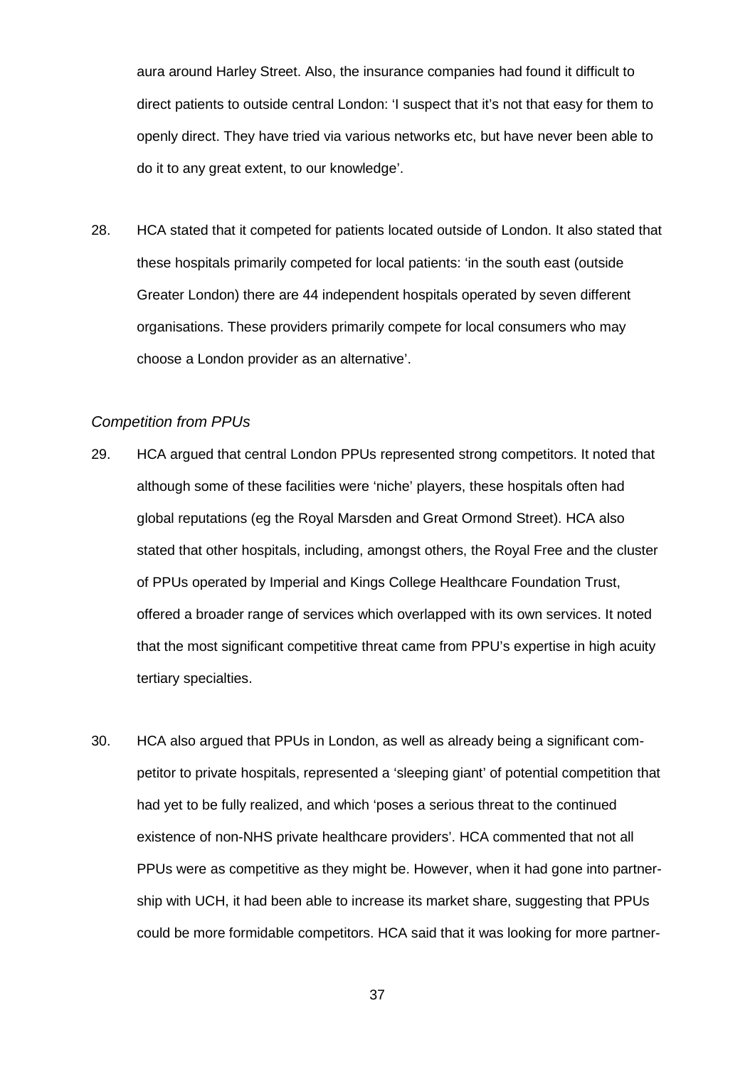aura around Harley Street. Also, the insurance companies had found it difficult to direct patients to outside central London: 'I suspect that it's not that easy for them to openly direct. They have tried via various networks etc, but have never been able to do it to any great extent, to our knowledge'.

28. HCA stated that it competed for patients located outside of London. It also stated that these hospitals primarily competed for local patients: 'in the south east (outside Greater London) there are 44 independent hospitals operated by seven different organisations. These providers primarily compete for local consumers who may choose a London provider as an alternative'.

*Competition from PPUs*

29. HCA argued that central London PPUs represented strong competitors. It noted that although some of these facilities were 'niche' players, these hospitals often had global reputations (eg the Royal Marsden and Great Ormond Street). HCA also stated that other hospitals, including, amongst others, the Royal Free and the cluster of PPUs operated by Imperial and Kings College Healthcare Foundation Trust, offered a broader range of services which overlapped with its own services. It noted that the most significant competitive threat came from PPU's expertise in high acuity tertiary specialties.

30. HCA also argued that PPUs in London, as well as already being a significant competitor to private hospitals, represented a 'sleeping giant' of potential competition that had yet to be fully realized, and which 'poses a serious threat to the continued existence of non-NHS private healthcare providers'. HCA commented that not all PPUs were as competitive as they might be. However, when it had gone into partnership with UCH, it had been able to increase its market share, suggesting that PPUs could be more formidable competitors. HCA said that it was looking for more partner-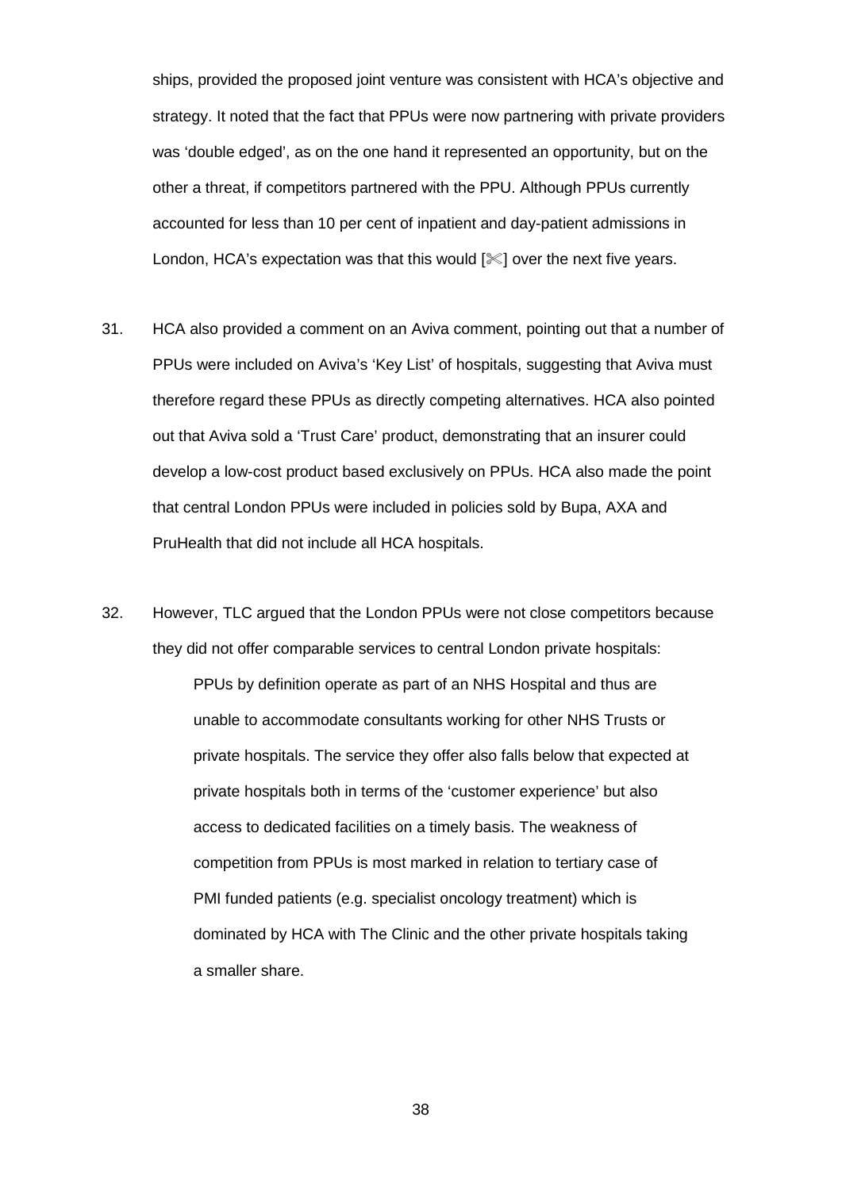ships, provided the proposed joint venture was consistent with HCA's objective and strategy. It noted that the fact that PPUs were now partnering with private providers was 'double edged', as on the one hand it represented an opportunity, but on the other a threat, if competitors partnered with the PPU. Although PPUs currently accounted for less than 10 per cent of inpatient and day-patient admissions in London, HCA's expectation was that this would [✂] over the next five years.

31. HCA also provided a comment on an Aviva comment, pointing out that a number of PPUs were included on Aviva's 'Key List' of hospitals, suggesting that Aviva must therefore regard these PPUs as directly competing alternatives. HCA also pointed out that Aviva sold a 'Trust Care' product, demonstrating that an insurer could develop a low-cost product based exclusively on PPUs. HCA also made the point that central London PPUs were included in policies sold by Bupa, AXA and PruHealth that did not include all HCA hospitals.

32. However, TLC argued that the London PPUs were not close competitors because they did not offer comparable services to central London private hospitals:

> PPUs by definition operate as part of an NHS Hospital and thus are unable to accommodate consultants working for other NHS Trusts or private hospitals. The service they offer also falls below that expected at private hospitals both in terms of the 'customer experience' but also access to dedicated facilities on a timely basis. The weakness of competition from PPUs is most marked in relation to tertiary case of PMI funded patients (e.g. specialist oncology treatment) which is dominated by HCA with The Clinic and the other private hospitals taking a smaller share.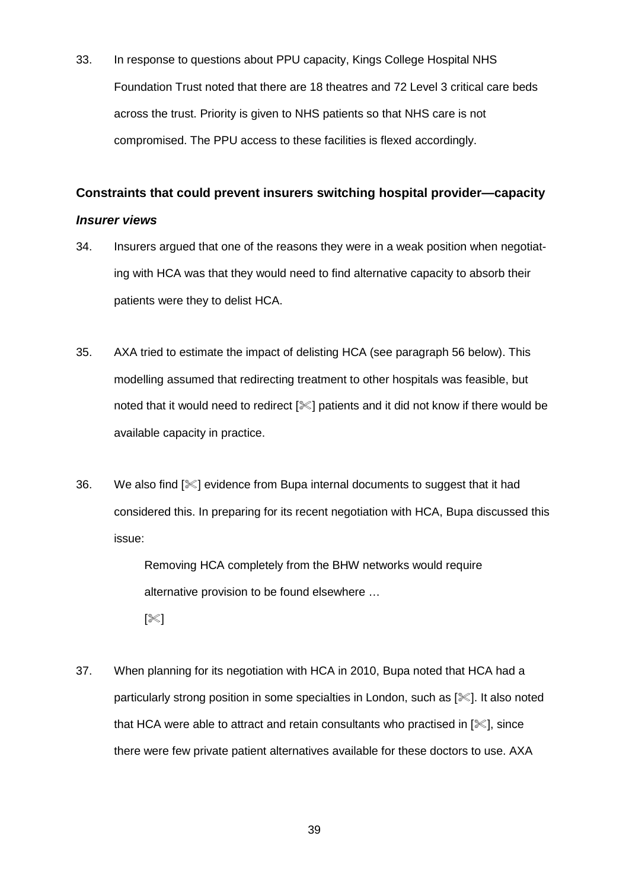33. In response to questions about PPU capacity, Kings College Hospital NHS Foundation Trust noted that there are 18 theatres and 72 Level 3 critical care beds across the trust. Priority is given to NHS patients so that NHS care is not compromised. The PPU access to these facilities is flexed accordingly.

### Constraints that could prevent insurers switching hospital provider—capacity

#### *Insurer views*

34. Insurers argued that one of the reasons they were in a weak position when negotiating with HCA was that they would need to find alternative capacity to absorb their patients were they to delist HCA.

35. AXA tried to estimate the impact of delisting HCA (see paragraph 56 below). This modelling assumed that redirecting treatment to other hospitals was feasible, but noted that it would need to redirect [✂] patients and it did not know if there would be available capacity in practice.

36. We also find [✂] evidence from Bupa internal documents to suggest that it had considered this. In preparing for its recent negotiation with HCA, Bupa discussed this issue:

> Removing HCA completely from the BHW networks would require alternative provision to be found elsewhere …
>
> [✂]

37. When planning for its negotiation with HCA in 2010, Bupa noted that HCA had a particularly strong position in some specialties in London, such as [✂]. It also noted that HCA were able to attract and retain consultants who practised in [✂], since there were few private patient alternatives available for these doctors to use. AXA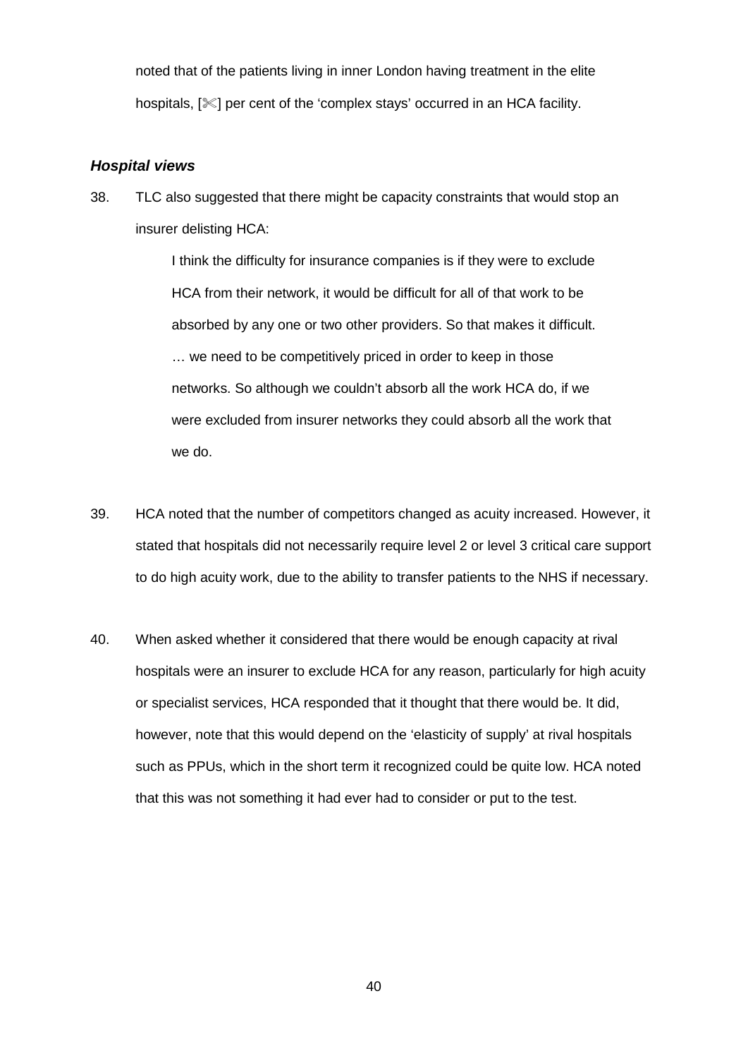noted that of the patients living in inner London having treatment in the elite hospitals, [✂] per cent of the 'complex stays' occurred in an HCA facility.

### *Hospital views*

38. TLC also suggested that there might be capacity constraints that would stop an insurer delisting HCA:

> I think the difficulty for insurance companies is if they were to exclude HCA from their network, it would be difficult for all of that work to be absorbed by any one or two other providers. So that makes it difficult. … we need to be competitively priced in order to keep in those networks. So although we couldn't absorb all the work HCA do, if we were excluded from insurer networks they could absorb all the work that we do.

39. HCA noted that the number of competitors changed as acuity increased. However, it stated that hospitals did not necessarily require level 2 or level 3 critical care support to do high acuity work, due to the ability to transfer patients to the NHS if necessary.

40. When asked whether it considered that there would be enough capacity at rival hospitals were an insurer to exclude HCA for any reason, particularly for high acuity or specialist services, HCA responded that it thought that there would be. It did, however, note that this would depend on the 'elasticity of supply' at rival hospitals such as PPUs, which in the short term it recognized could be quite low. HCA noted that this was not something it had ever had to consider or put to the test.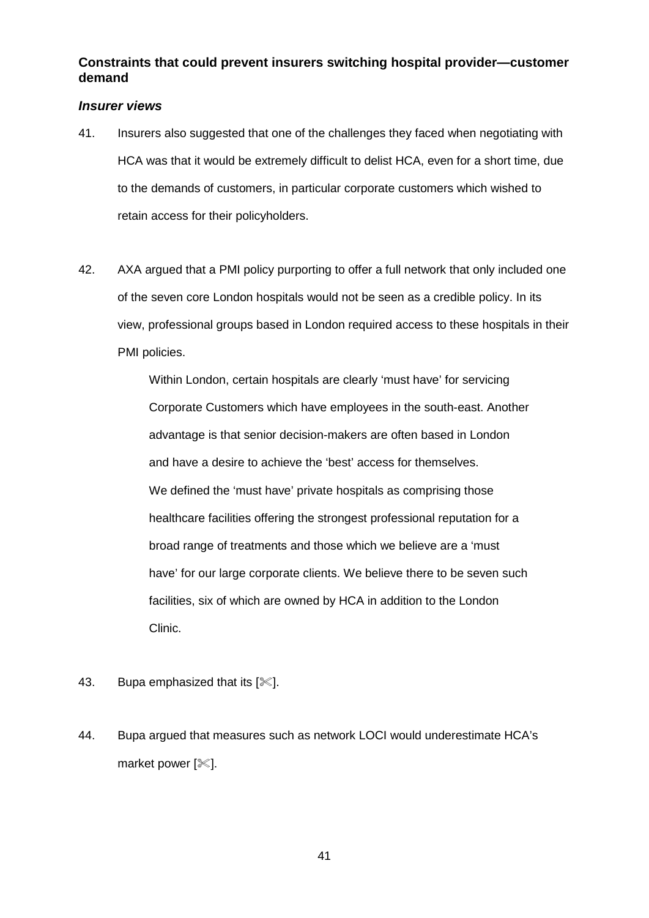## Constraints that could prevent insurers switching hospital provider—customer demand

### *Insurer views*

41. Insurers also suggested that one of the challenges they faced when negotiating with HCA was that it would be extremely difficult to delist HCA, even for a short time, due to the demands of customers, in particular corporate customers which wished to retain access for their policyholders.

42. AXA argued that a PMI policy purporting to offer a full network that only included one of the seven core London hospitals would not be seen as a credible policy. In its view, professional groups based in London required access to these hospitals in their PMI policies.

> Within London, certain hospitals are clearly 'must have' for servicing Corporate Customers which have employees in the south-east. Another advantage is that senior decision-makers are often based in London and have a desire to achieve the 'best' access for themselves. We defined the 'must have' private hospitals as comprising those healthcare facilities offering the strongest professional reputation for a broad range of treatments and those which we believe are a 'must have' for our large corporate clients. We believe there to be seven such facilities, six of which are owned by HCA in addition to the London Clinic.

43. Bupa emphasized that its [✂].

44. Bupa argued that measures such as network LOCI would underestimate HCA's market power [✂].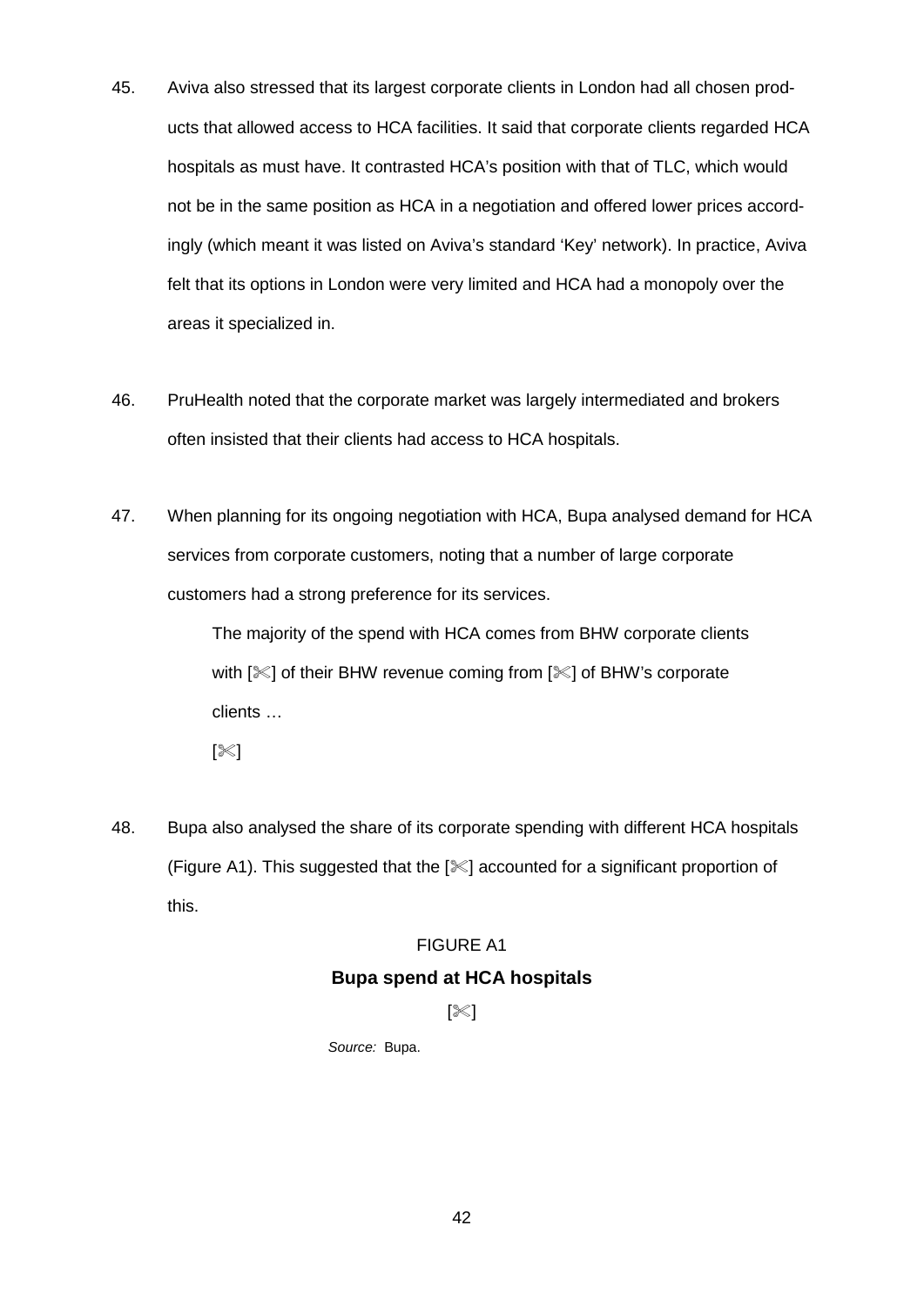45. Aviva also stressed that its largest corporate clients in London had all chosen products that allowed access to HCA facilities. It said that corporate clients regarded HCA hospitals as must have. It contrasted HCA's position with that of TLC, which would not be in the same position as HCA in a negotiation and offered lower prices accordingly (which meant it was listed on Aviva's standard 'Key' network). In practice, Aviva felt that its options in London were very limited and HCA had a monopoly over the areas it specialized in.

46. PruHealth noted that the corporate market was largely intermediated and brokers often insisted that their clients had access to HCA hospitals.

47. When planning for its ongoing negotiation with HCA, Bupa analysed demand for HCA services from corporate customers, noting that a number of large corporate customers had a strong preference for its services.

> The majority of the spend with HCA comes from BHW corporate clients with [✂] of their BHW revenue coming from [✂] of BHW's corporate clients …
>
> [✂]

48. Bupa also analysed the share of its corporate spending with different HCA hospitals (Figure A1). This suggested that the [✂] accounted for a significant proportion of this.

FIGURE A1

**Bupa spend at HCA hospitals**

[✂]

*Source:* Bupa.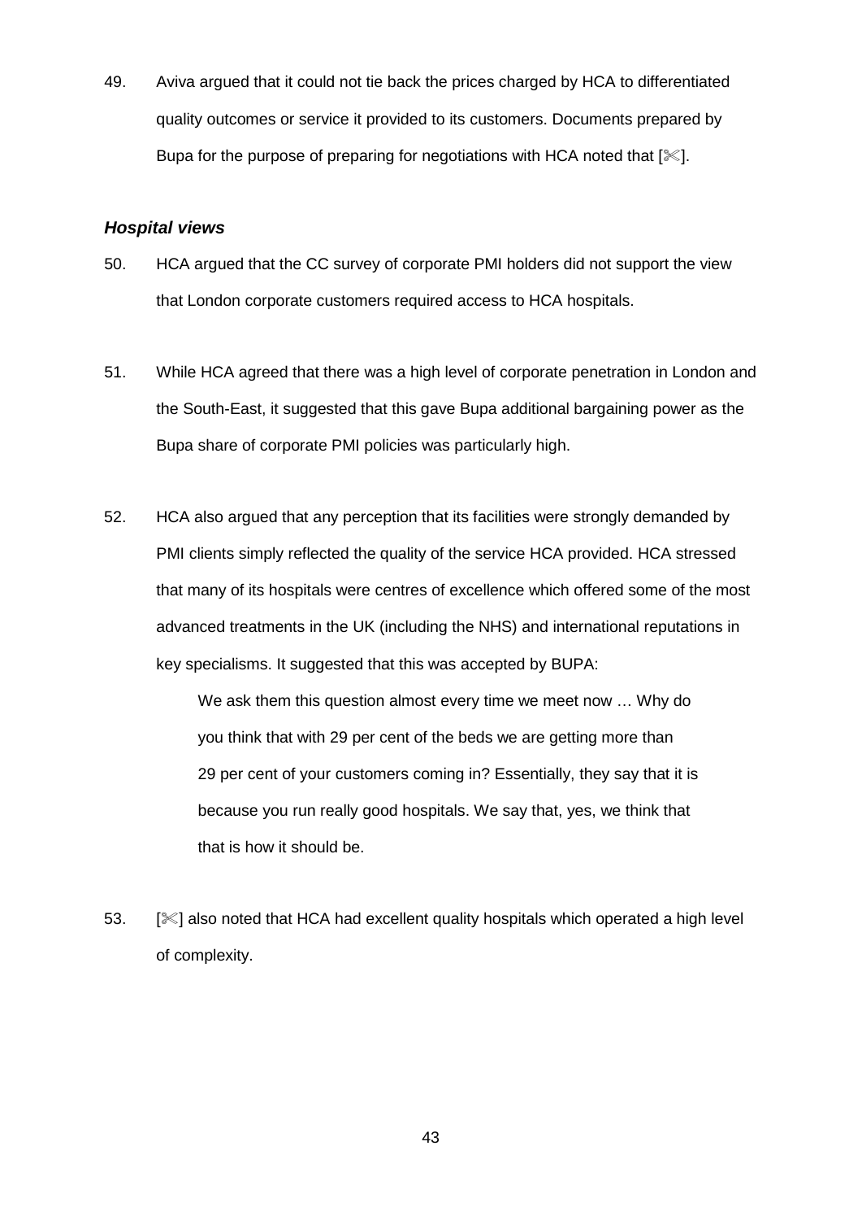49. Aviva argued that it could not tie back the prices charged by HCA to differentiated quality outcomes or service it provided to its customers. Documents prepared by Bupa for the purpose of preparing for negotiations with HCA noted that [✂].

### *Hospital views*

50. HCA argued that the CC survey of corporate PMI holders did not support the view that London corporate customers required access to HCA hospitals.

51. While HCA agreed that there was a high level of corporate penetration in London and the South-East, it suggested that this gave Bupa additional bargaining power as the Bupa share of corporate PMI policies was particularly high.

52. HCA also argued that any perception that its facilities were strongly demanded by PMI clients simply reflected the quality of the service HCA provided. HCA stressed that many of its hospitals were centres of excellence which offered some of the most advanced treatments in the UK (including the NHS) and international reputations in key specialisms. It suggested that this was accepted by BUPA:

   > We ask them this question almost every time we meet now … Why do you think that with 29 per cent of the beds we are getting more than 29 per cent of your customers coming in? Essentially, they say that it is because you run really good hospitals. We say that, yes, we think that that is how it should be.

53. [✂] also noted that HCA had excellent quality hospitals which operated a high level of complexity.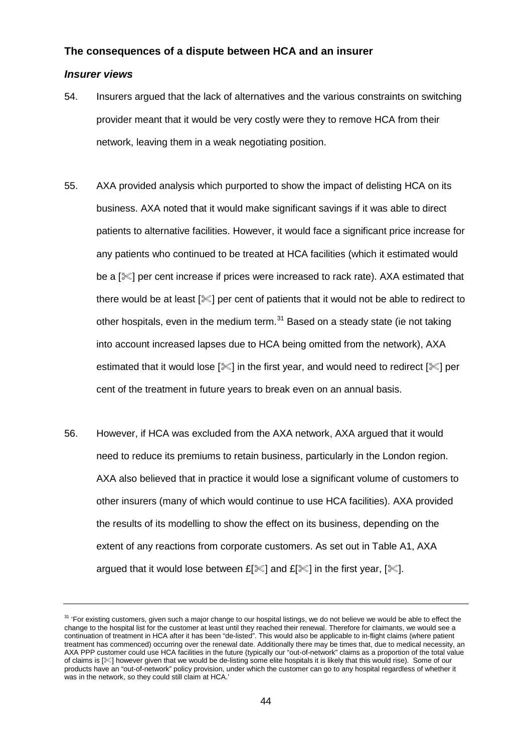## The consequences of a dispute between HCA and an insurer

### *Insurer views*

54. Insurers argued that the lack of alternatives and the various constraints on switching provider meant that it would be very costly were they to remove HCA from their network, leaving them in a weak negotiating position.

55. AXA provided analysis which purported to show the impact of delisting HCA on its business. AXA noted that it would make significant savings if it was able to direct patients to alternative facilities. However, it would face a significant price increase for any patients who continued to be treated at HCA facilities (which it estimated would be a [✂] per cent increase if prices were increased to rack rate). AXA estimated that there would be at least [✂] per cent of patients that it would not be able to redirect to other hospitals, even in the medium term.[31] Based on a steady state (ie not taking into account increased lapses due to HCA being omitted from the network), AXA estimated that it would lose [✂] in the first year, and would need to redirect [✂] per cent of the treatment in future years to break even on an annual basis.

56. However, if HCA was excluded from the AXA network, AXA argued that it would need to reduce its premiums to retain business, particularly in the London region. AXA also believed that in practice it would lose a significant volume of customers to other insurers (many of which would continue to use HCA facilities). AXA provided the results of its modelling to show the effect on its business, depending on the extent of any reactions from corporate customers. As set out in Table A1, AXA argued that it would lose between £[✂] and £[✂] in the first year, [✂].

---

[31] 'For existing customers, given such a major change to our hospital listings, we do not believe we would be able to effect the change to the hospital list for the customer at least until they reached their renewal. Therefore for claimants, we would see a continuation of treatment in HCA after it has been "de-listed". This would also be applicable to in-flight claims (where patient treatment has commenced) occurring over the renewal date. Additionally there may be times that, due to medical necessity, an AXA PPP customer could use HCA facilities in the future (typically our "out-of-network" claims as a proportion of the total value of claims is [✂] however given that we would be de-listing some elite hospitals it is likely that this would rise). Some of our products have an "out-of-network" policy provision, under which the customer can go to any hospital regardless of whether it was in the network, so they could still claim at HCA.'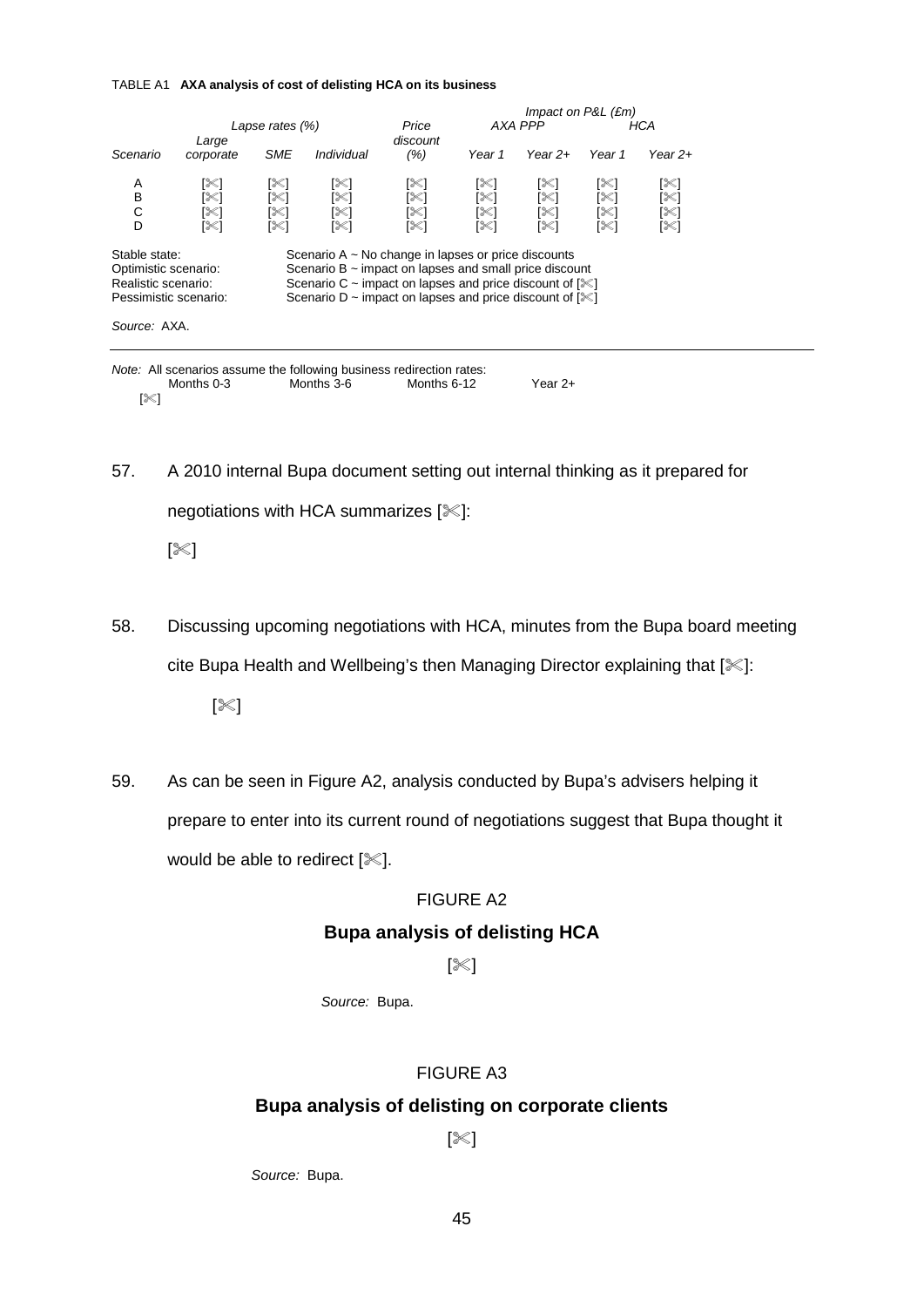TABLE A1 **AXA analysis of cost of delisting HCA on its business**

| | Lapse rates (%) | | | Price discount | Impact on P&L (£m) | | | |
|---|---|---|---|---|---|---|---|---|
| | | | | | AXA PPP | | HCA | |
| *Scenario* | *Large corporate* | *SME* | *Individual* | *(%)* | *Year 1* | *Year 2+* | *Year 1* | *Year 2+* |
| A | [✂] | [✂] | [✂] | [✂] | [✂] | [✂] | [✂] | [✂] |
| B | [✂] | [✂] | [✂] | [✂] | [✂] | [✂] | [✂] | [✂] |
| C | [✂] | [✂] | [✂] | [✂] | [✂] | [✂] | [✂] | [✂] |
| D | [✂] | [✂] | [✂] | [✂] | [✂] | [✂] | [✂] | [✂] |

Stable state: Scenario A ~ No change in lapses or price discounts
Optimistic scenario: Scenario B ~ impact on lapses and small price discount
Realistic scenario: Scenario C ~ impact on lapses and price discount of [✂]
Pessimistic scenario: Scenario D ~ impact on lapses and price discount of [✂]

*Source:* AXA.

*Note:* All scenarios assume the following business redirection rates:

| Months 0-3 | Months 3-6 | Months 6-12 | Year 2+ |
|---|---|---|---|
| [✂] | | | |

57. A 2010 internal Bupa document setting out internal thinking as it prepared for negotiations with HCA summarizes [✂]:

    [✂]

58. Discussing upcoming negotiations with HCA, minutes from the Bupa board meeting cite Bupa Health and Wellbeing's then Managing Director explaining that [✂]:

    [✂]

59. As can be seen in Figure A2, analysis conducted by Bupa's advisers helping it prepare to enter into its current round of negotiations suggest that Bupa thought it would be able to redirect [✂].

FIGURE A2

**Bupa analysis of delisting HCA**

[✂]

*Source:* Bupa.

FIGURE A3

**Bupa analysis of delisting on corporate clients**

[✂]

*Source:* Bupa.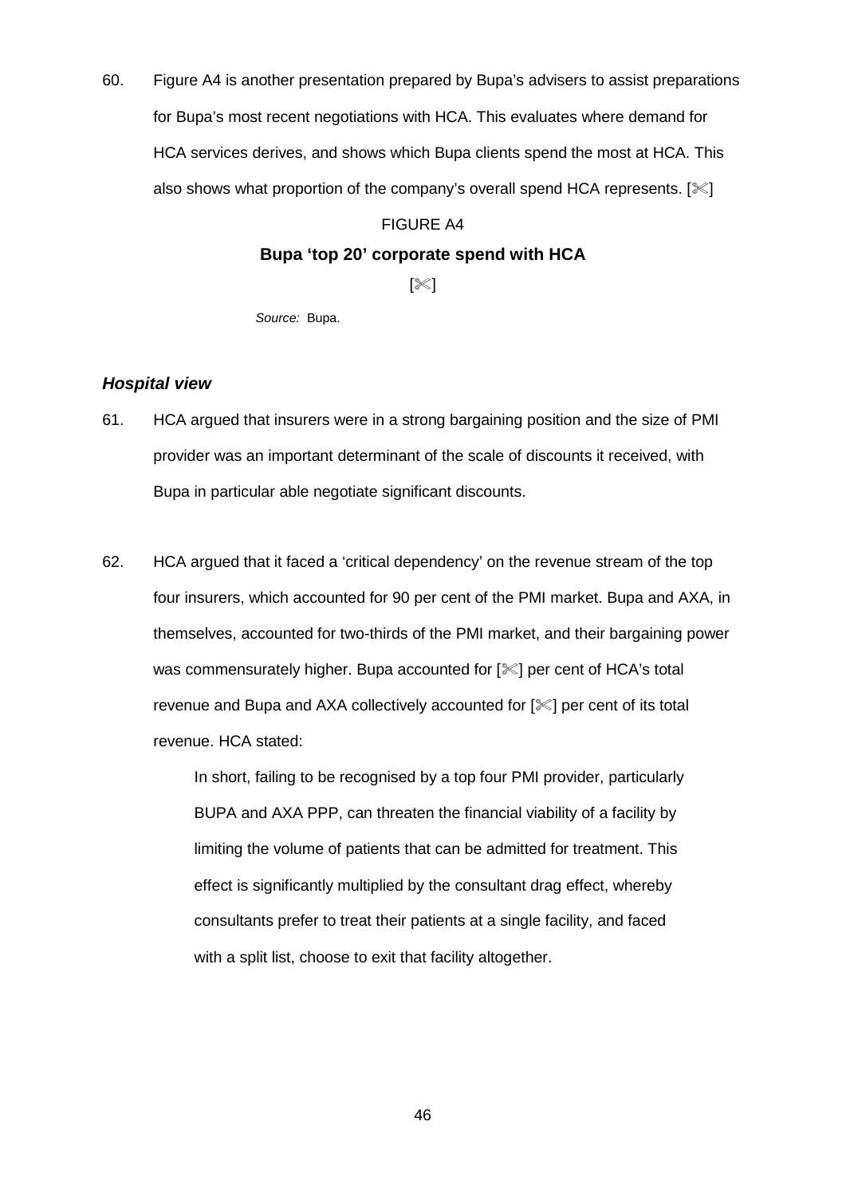60. Figure A4 is another presentation prepared by Bupa's advisers to assist preparations for Bupa's most recent negotiations with HCA. This evaluates where demand for HCA services derives, and shows which Bupa clients spend the most at HCA. This also shows what proportion of the company's overall spend HCA represents. [✂]

FIGURE A4

**Bupa 'top 20' corporate spend with HCA**

[✂]

*Source:* Bupa.

### *Hospital view*

61. HCA argued that insurers were in a strong bargaining position and the size of PMI provider was an important determinant of the scale of discounts it received, with Bupa in particular able negotiate significant discounts.

62. HCA argued that it faced a 'critical dependency' on the revenue stream of the top four insurers, which accounted for 90 per cent of the PMI market. Bupa and AXA, in themselves, accounted for two-thirds of the PMI market, and their bargaining power was commensurately higher. Bupa accounted for [✂] per cent of HCA's total revenue and Bupa and AXA collectively accounted for [✂] per cent of its total revenue. HCA stated:

> In short, failing to be recognised by a top four PMI provider, particularly BUPA and AXA PPP, can threaten the financial viability of a facility by limiting the volume of patients that can be admitted for treatment. This effect is significantly multiplied by the consultant drag effect, whereby consultants prefer to treat their patients at a single facility, and faced with a split list, choose to exit that facility altogether.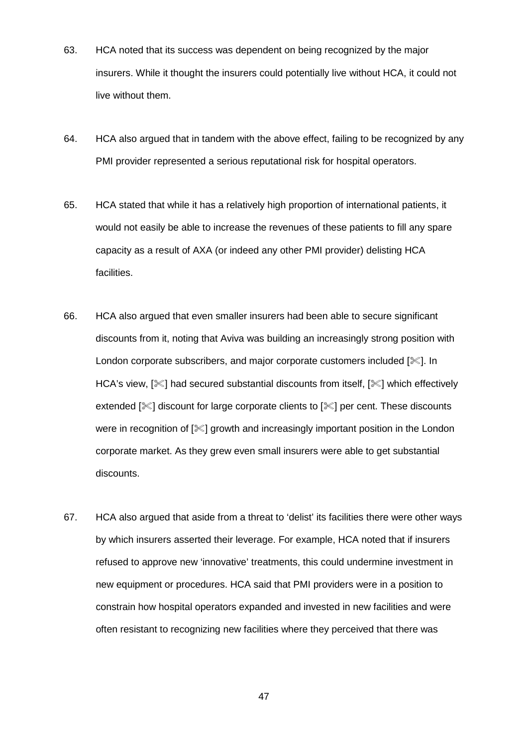63. HCA noted that its success was dependent on being recognized by the major insurers. While it thought the insurers could potentially live without HCA, it could not live without them.

64. HCA also argued that in tandem with the above effect, failing to be recognized by any PMI provider represented a serious reputational risk for hospital operators.

65. HCA stated that while it has a relatively high proportion of international patients, it would not easily be able to increase the revenues of these patients to fill any spare capacity as a result of AXA (or indeed any other PMI provider) delisting HCA facilities.

66. HCA also argued that even smaller insurers had been able to secure significant discounts from it, noting that Aviva was building an increasingly strong position with London corporate subscribers, and major corporate customers included [✂]. In HCA's view, [✂] had secured substantial discounts from itself, [✂] which effectively extended [✂] discount for large corporate clients to [✂] per cent. These discounts were in recognition of [✂] growth and increasingly important position in the London corporate market. As they grew even small insurers were able to get substantial discounts.

67. HCA also argued that aside from a threat to 'delist' its facilities there were other ways by which insurers asserted their leverage. For example, HCA noted that if insurers refused to approve new 'innovative' treatments, this could undermine investment in new equipment or procedures. HCA said that PMI providers were in a position to constrain how hospital operators expanded and invested in new facilities and were often resistant to recognizing new facilities where they perceived that there was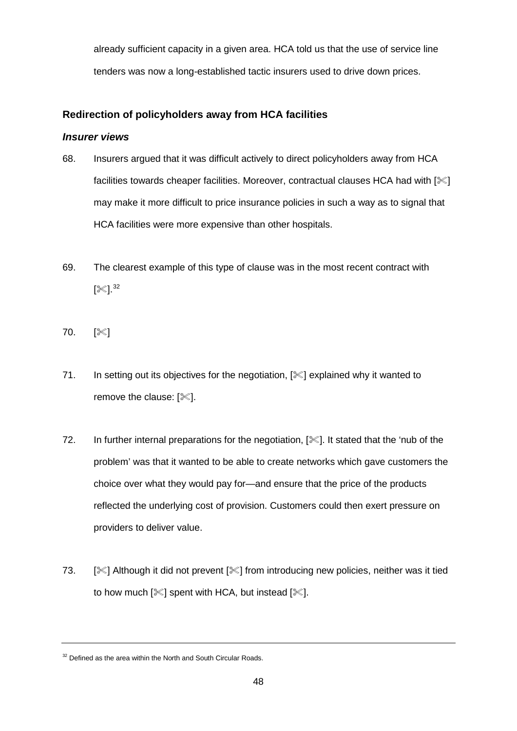already sufficient capacity in a given area. HCA told us that the use of service line tenders was now a long-established tactic insurers used to drive down prices.

### Redirection of policyholders away from HCA facilities

#### *Insurer views*

68. Insurers argued that it was difficult actively to direct policyholders away from HCA facilities towards cheaper facilities. Moreover, contractual clauses HCA had with [✂] may make it more difficult to price insurance policies in such a way as to signal that HCA facilities were more expensive than other hospitals.

69. The clearest example of this type of clause was in the most recent contract with [✂].[32]

70. [✂]

71. In setting out its objectives for the negotiation, [✂] explained why it wanted to remove the clause: [✂].

72. In further internal preparations for the negotiation, [✂]. It stated that the 'nub of the problem' was that it wanted to be able to create networks which gave customers the choice over what they would pay for—and ensure that the price of the products reflected the underlying cost of provision. Customers could then exert pressure on providers to deliver value.

73. [✂] Although it did not prevent [✂] from introducing new policies, neither was it tied to how much [✂] spent with HCA, but instead [✂].

---

[32] Defined as the area within the North and South Circular Roads.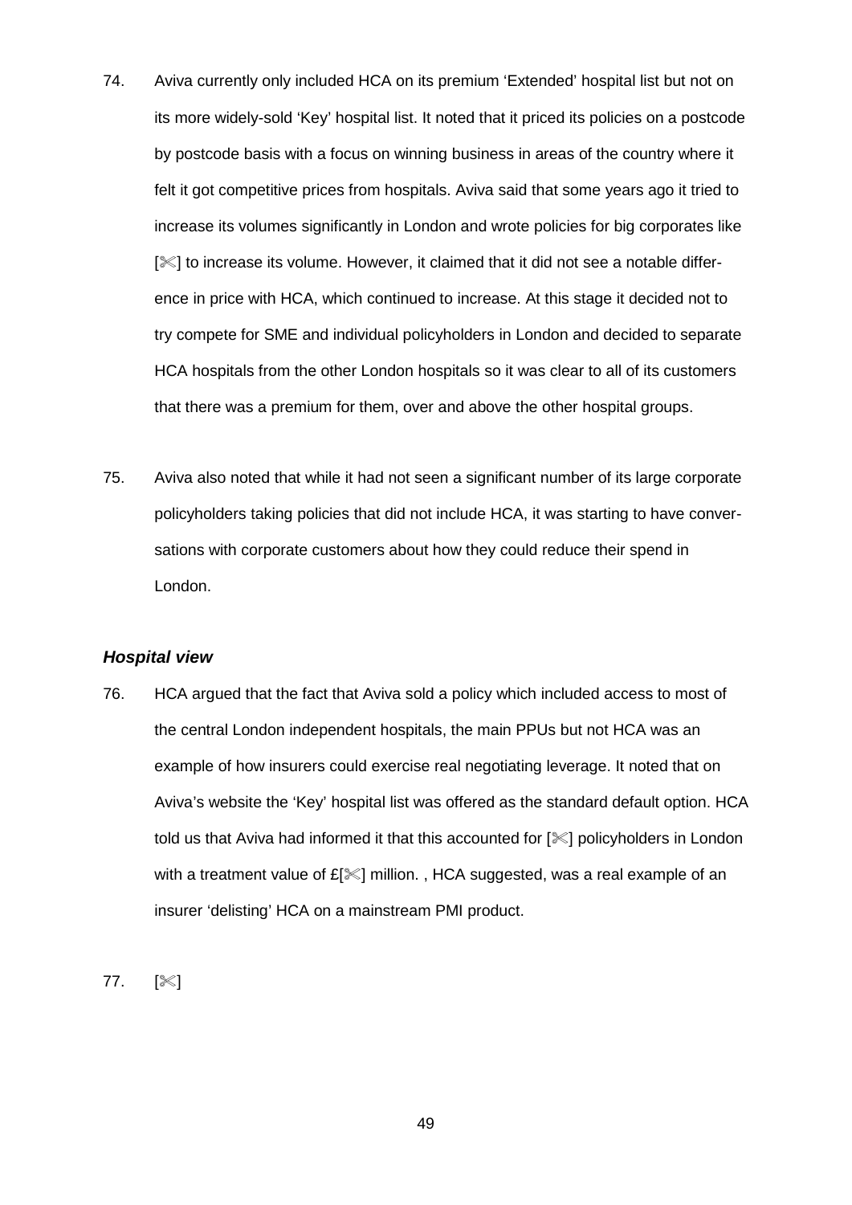74. Aviva currently only included HCA on its premium 'Extended' hospital list but not on its more widely-sold 'Key' hospital list. It noted that it priced its policies on a postcode by postcode basis with a focus on winning business in areas of the country where it felt it got competitive prices from hospitals. Aviva said that some years ago it tried to increase its volumes significantly in London and wrote policies for big corporates like [✂] to increase its volume. However, it claimed that it did not see a notable difference in price with HCA, which continued to increase. At this stage it decided not to try compete for SME and individual policyholders in London and decided to separate HCA hospitals from the other London hospitals so it was clear to all of its customers that there was a premium for them, over and above the other hospital groups.

75. Aviva also noted that while it had not seen a significant number of its large corporate policyholders taking policies that did not include HCA, it was starting to have conversations with corporate customers about how they could reduce their spend in London.

### *Hospital view*

76. HCA argued that the fact that Aviva sold a policy which included access to most of the central London independent hospitals, the main PPUs but not HCA was an example of how insurers could exercise real negotiating leverage. It noted that on Aviva's website the 'Key' hospital list was offered as the standard default option. HCA told us that Aviva had informed it that this accounted for [✂] policyholders in London with a treatment value of £[✂] million. , HCA suggested, was a real example of an insurer 'delisting' HCA on a mainstream PMI product.

77. [✂]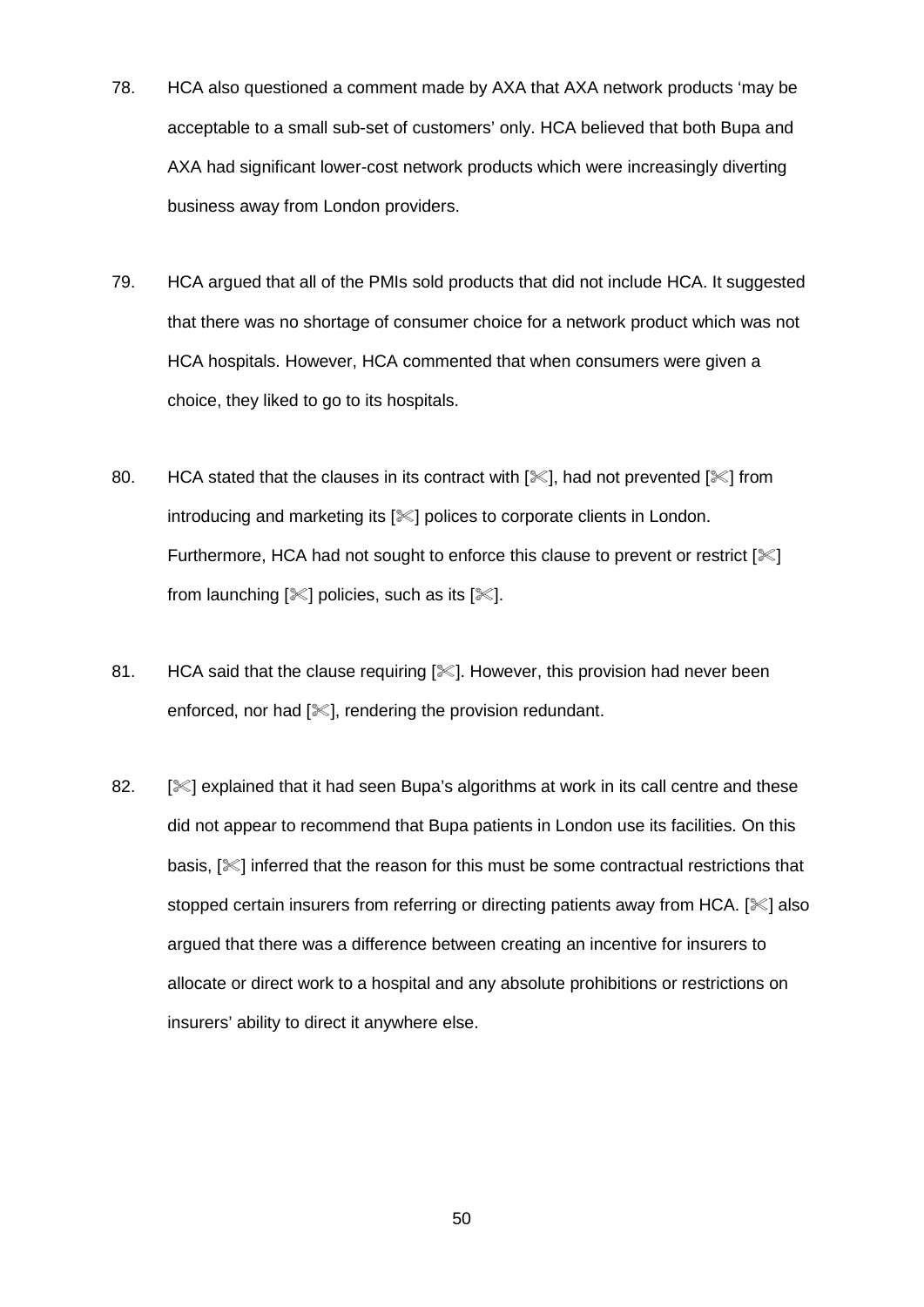78. HCA also questioned a comment made by AXA that AXA network products 'may be acceptable to a small sub-set of customers' only. HCA believed that both Bupa and AXA had significant lower-cost network products which were increasingly diverting business away from London providers.

79. HCA argued that all of the PMIs sold products that did not include HCA. It suggested that there was no shortage of consumer choice for a network product which was not HCA hospitals. However, HCA commented that when consumers were given a choice, they liked to go to its hospitals.

80. HCA stated that the clauses in its contract with [✂], had not prevented [✂] from introducing and marketing its [✂] polices to corporate clients in London. Furthermore, HCA had not sought to enforce this clause to prevent or restrict [✂] from launching [✂] policies, such as its [✂].

81. HCA said that the clause requiring [✂]. However, this provision had never been enforced, nor had [✂], rendering the provision redundant.

82. [✂] explained that it had seen Bupa's algorithms at work in its call centre and these did not appear to recommend that Bupa patients in London use its facilities. On this basis, [✂] inferred that the reason for this must be some contractual restrictions that stopped certain insurers from referring or directing patients away from HCA. [✂] also argued that there was a difference between creating an incentive for insurers to allocate or direct work to a hospital and any absolute prohibitions or restrictions on insurers' ability to direct it anywhere else.